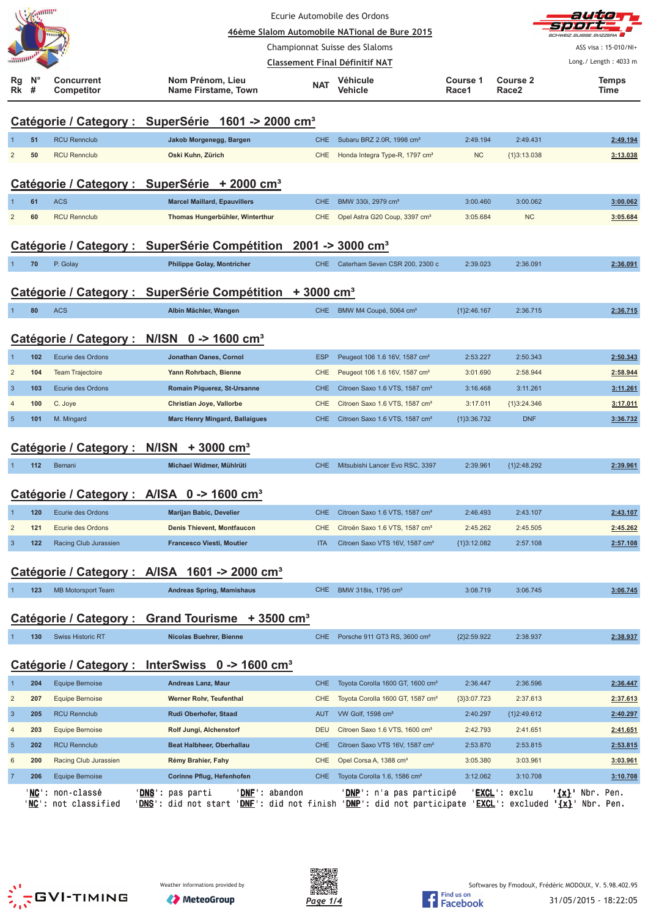Ecurie Automobile des Ordons

**46ème Slalom Automobile NATional de Bure 2015**

Championnat Suisse des Slaloms

**Classement Final Définitif NAT**

ASS visa : 15-010/NI+

Long./ Length : 4033 m

| Rg Rk | N° # | Concurrent Competitor | Nom Prénom, Lieu Name Firstame, Town | NAT | Véhicule Vehicle | Course 1 Race1 | Course 2 Race2 | Temps Time |
|---|---|---|---|---|---|---|---|---|

## Catégorie / Category : SuperSérie 1601 -> 2000 cm³

| Rg | N° | Concurrent | Nom Prénom, Lieu | NAT | Véhicule | Course 1 | Course 2 | Temps |
|---|---|---|---|---|---|---|---|---|
| 1 | 51 | RCU Rennclub | Jakob Morgenegg, Bargen | CHE | Subaru BRZ 2.0R, 1998 cm³ | 2:49.194 | 2:49.431 | 2:49.194 |
| 2 | 50 | RCU Rennclub | Oski Kuhn, Zürich | CHE | Honda Integra Type-R, 1797 cm³ | NC | {1}3:13.038 | 3:13.038 |

## Catégorie / Category : SuperSérie + 2000 cm³

| Rg | N° | Concurrent | Nom Prénom, Lieu | NAT | Véhicule | Course 1 | Course 2 | Temps |
|---|---|---|---|---|---|---|---|---|
| 1 | 61 | ACS | Marcel Maillard, Epauvillers | CHE | BMW 330i, 2979 cm³ | 3:00.460 | 3:00.062 | 3:00.062 |
| 2 | 60 | RCU Rennclub | Thomas Hungerbühler, Winterthur | CHE | Opel Astra G20 Coup, 3397 cm³ | 3:05.684 | NC | 3:05.684 |

## Catégorie / Category : SuperSérie Compétition 2001 -> 3000 cm³

| Rg | N° | Concurrent | Nom Prénom, Lieu | NAT | Véhicule | Course 1 | Course 2 | Temps |
|---|---|---|---|---|---|---|---|---|
| 1 | 70 | P. Golay | Philippe Golay, Montricher | CHE | Caterham Seven CSR 200, 2300 c | 2:39.023 | 2:36.091 | 2:36.091 |

## Catégorie / Category : SuperSérie Compétition + 3000 cm³

| Rg | N° | Concurrent | Nom Prénom, Lieu | NAT | Véhicule | Course 1 | Course 2 | Temps |
|---|---|---|---|---|---|---|---|---|
| 1 | 80 | ACS | Albin Mächler, Wangen | CHE | BMW M4 Coupé, 5064 cm³ | {1}2:46.167 | 2:36.715 | 2:36.715 |

## Catégorie / Category : N/ISN 0 -> 1600 cm³

| Rg | N° | Concurrent | Nom Prénom, Lieu | NAT | Véhicule | Course 1 | Course 2 | Temps |
|---|---|---|---|---|---|---|---|---|
| 1 | 102 | Ecurie des Ordons | Jonathan Oanes, Cornol | ESP | Peugeot 106 1.6 16V, 1587 cm³ | 2:53.227 | 2:50.343 | 2:50.343 |
| 2 | 104 | Team Trajectoire | Yann Rohrbach, Bienne | CHE | Peugeot 106 1.6 16V, 1587 cm³ | 3:01.690 | 2:58.944 | 2:58.944 |
| 3 | 103 | Ecurie des Ordons | Romain Piquerez, St-Ursanne | CHE | Citroen Saxo 1.6 VTS, 1587 cm³ | 3:16.468 | 3:11.261 | 3:11.261 |
| 4 | 100 | C. Joye | Christian Joye, Vallorbe | CHE | Citroen Saxo 1.6 VTS, 1587 cm³ | 3:17.011 | {1}3:24.346 | 3:17.011 |
| 5 | 101 | M. Mingard | Marc Henry Mingard, Ballaigues | CHE | Citroen Saxo 1.6 VTS, 1587 cm³ | {1}3:36.732 | DNF | 3:36.732 |

## Catégorie / Category : N/ISN + 3000 cm³

| Rg | N° | Concurrent | Nom Prénom, Lieu | NAT | Véhicule | Course 1 | Course 2 | Temps |
|---|---|---|---|---|---|---|---|---|
| 1 | 112 | Bemani | Michael Widmer, Mühlrüti | CHE | Mitsubishi Lancer Evo RSC, 3397 | 2:39.961 | {1}2:48.292 | 2:39.961 |

## Catégorie / Category : A/ISA 0 -> 1600 cm³

| Rg | N° | Concurrent | Nom Prénom, Lieu | NAT | Véhicule | Course 1 | Course 2 | Temps |
|---|---|---|---|---|---|---|---|---|
| 1 | 120 | Ecurie des Ordons | Marijan Babic, Develier | CHE | Citroen Saxo 1.6 VTS, 1587 cm³ | 2:46.493 | 2:43.107 | 2:43.107 |
| 2 | 121 | Ecurie des Ordons | Denis Thievent, Montfaucon | CHE | Citroën Saxo 1.6 VTS, 1587 cm³ | 2:45.262 | 2:45.505 | 2:45.262 |
| 3 | 122 | Racing Club Jurassien | Francesco Viesti, Moutier | ITA | Citroen Saxo VTS 16V, 1587 cm³ | {1}3:12.082 | 2:57.108 | 2:57.108 |

## Catégorie / Category : A/ISA 1601 -> 2000 cm³

| Rg | N° | Concurrent | Nom Prénom, Lieu | NAT | Véhicule | Course 1 | Course 2 | Temps |
|---|---|---|---|---|---|---|---|---|
| 1 | 123 | MB Motorsport Team | Andreas Spring, Mamishaus | CHE | BMW 318is, 1795 cm³ | 3:08.719 | 3:06.745 | 3:06.745 |

## Catégorie / Category : Grand Tourisme + 3500 cm³

| Rg | N° | Concurrent | Nom Prénom, Lieu | NAT | Véhicule | Course 1 | Course 2 | Temps |
|---|---|---|---|---|---|---|---|---|
| 1 | 130 | Swiss Historic RT | Nicolas Buehrer, Bienne | CHE | Porsche 911 GT3 RS, 3600 cm³ | {2}2:59.922 | 2:38.937 | 2:38.937 |

## Catégorie / Category : InterSwiss 0 -> 1600 cm³

| Rg | N° | Concurrent | Nom Prénom, Lieu | NAT | Véhicule | Course 1 | Course 2 | Temps |
|---|---|---|---|---|---|---|---|---|
| 1 | 204 | Equipe Bernoise | Andreas Lanz, Maur | CHE | Toyota Corolla 1600 GT, 1600 cm³ | 2:36.447 | 2:36.596 | 2:36.447 |
| 2 | 207 | Equipe Bernoise | Werner Rohr, Teufenthal | CHE | Toyota Corolla 1600 GT, 1587 cm³ | {3}3:07.723 | 2:37.613 | 2:37.613 |
| 3 | 205 | RCU Rennclub | Rudi Oberhofer, Staad | AUT | VW Golf, 1598 cm³ | 2:40.297 | {1}2:49.612 | 2:40.297 |
| 4 | 203 | Equipe Bernoise | Rolf Jungi, Alchenstorf | DEU | Citroen Saxo 1.6 VTS, 1600 cm³ | 2:42.793 | 2:41.651 | 2:41.651 |
| 5 | 202 | RCU Rennclub | Beat Halbheer, Oberhallau | CHE | Citroen Saxo VTS 16V, 1587 cm³ | 2:53.870 | 2:53.815 | 2:53.815 |
| 6 | 200 | Racing Club Jurassien | Rémy Brahier, Fahy | CHE | Opel Corsa A, 1388 cm³ | 3:05.380 | 3:03.961 | 3:03.961 |
| 7 | 206 | Equipe Bernoise | Corinne Pflug, Hefenhofen | CHE | Toyota Corolla 1.6, 1586 cm³ | 3:12.062 | 3:10.708 | 3:10.708 |

'NC': non-classé 'DNS': pas parti 'DNF': abandon 'DNP': n'a pas participé 'EXCL': exclu '{x}' Nbr. Pen.
'NC': not classified 'DNS': did not start 'DNF': did not finish 'DNP': did not participate 'EXCL': excluded '{x}' Nbr. Pen.

Weather informations provided by MeteoGroup

Softwares by FmodouX, Frédéric MODOUX, V. 5.98.402.95

31/05/2015 - 18:22:05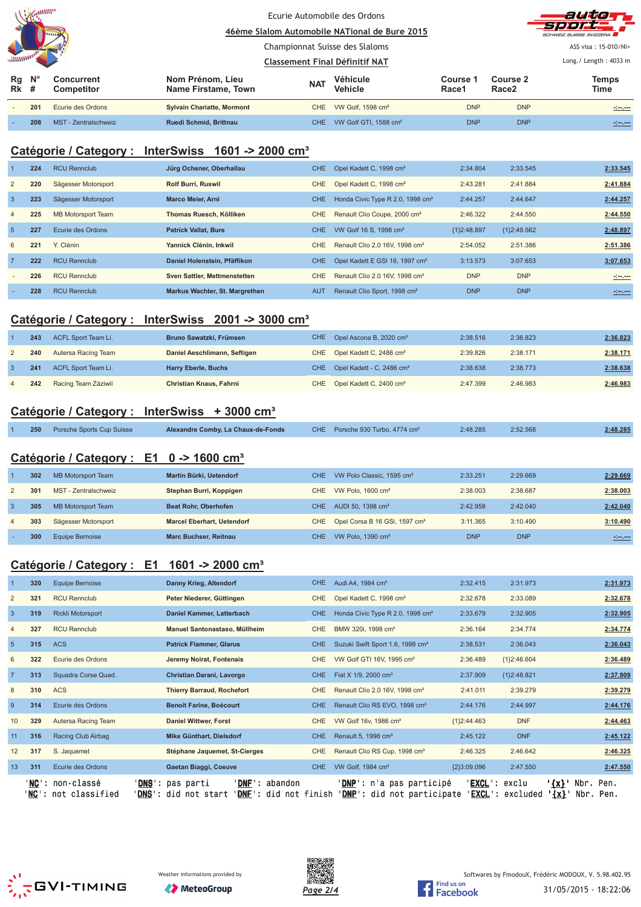Ecurie Automobile des Ordons

46ème Slalom Automobile NATional de Bure 2015

Championnat Suisse des Slaloms

Classement Final Définitif NAT

ASS visa : 15-010/NI+

Long./ Length : 4033 m

| Rg Rk | N° # | Concurrent Competitor | Nom Prénom, Lieu Name Firstame, Town | NAT | Véhicule Vehicle | Course 1 Race1 | Course 2 Race2 | Temps Time |
|---|---|---|---|---|---|---|---|---|
| - | 201 | Ecurie des Ordons | Sylvain Chariatte, Mormont | CHE | VW Golf, 1598 cm³ | DNP | DNP | -:--.--- |
| - | 208 | MST - Zentralschweiz | Ruedi Schmid, Brittnau | CHE | VW Golf GTI, 1588 cm³ | DNP | DNP | -:--.--- |

## Catégorie / Category : InterSwiss 1601 -> 2000 cm³

| Rg Rk | N° # | Concurrent Competitor | Nom Prénom, Lieu Name Firstame, Town | NAT | Véhicule Vehicle | Course 1 Race1 | Course 2 Race2 | Temps Time |
|---|---|---|---|---|---|---|---|---|
| 1 | 224 | RCU Rennclub | Jürg Ochsner, Oberhallau | CHE | Opel Kadett C, 1998 cm³ | 2:34.804 | 2:33.545 | 2:33.545 |
| 2 | 220 | Sägesser Motorsport | Rolf Burri, Ruswil | CHE | Opel Kadett C, 1998 cm³ | 2:43.281 | 2:41.884 | 2:41.884 |
| 3 | 223 | Sägesser Motorsport | Marco Meier, Arni | CHE | Honda Civic Type R 2.0, 1998 cm³ | 2:44.257 | 2:44.647 | 2:44.257 |
| 4 | 225 | MB Motorsport Team | Thomas Ruesch, Kölliken | CHE | Renault Clio Coupe, 2000 cm³ | 2:46.322 | 2:44.550 | 2:44.550 |
| 5 | 227 | Ecurie des Ordons | Patrick Vallat, Bure | CHE | VW Golf 16 S, 1998 cm³ | {1}2:48.897 | {1}2:49.562 | 2:48.897 |
| 6 | 221 | Y. Clénin | Yannick Clénin, Inkwil | CHE | Renault Clio 2.0 16V, 1998 cm³ | 2:54.052 | 2:51.386 | 2:51.386 |
| 7 | 222 | RCU Rennclub | Daniel Holenstein, Pfäffikon | CHE | Opel Kadett E GSI 16, 1997 cm³ | 3:13.573 | 3:07.653 | 3:07.653 |
| - | 226 | RCU Rennclub | Sven Sattler, Mettmenstetten | CHE | Renault Clio 2.0 16V, 1998 cm³ | DNP | DNP | -:--.--- |
| - | 228 | RCU Rennclub | Markus Wachter, St. Margrethen | AUT | Renault Clio Sport, 1998 cm³ | DNP | DNP | -:--.--- |

## Catégorie / Category : InterSwiss 2001 -> 3000 cm³

| Rg Rk | N° # | Concurrent Competitor | Nom Prénom, Lieu Name Firstame, Town | NAT | Véhicule Vehicle | Course 1 Race1 | Course 2 Race2 | Temps Time |
|---|---|---|---|---|---|---|---|---|
| 1 | 243 | ACFL Sport Team Li. | Bruno Sawatzki, Frümsen | CHE | Opel Ascona B, 2020 cm³ | 2:38.516 | 2:36.823 | 2:36.823 |
| 2 | 240 | Autersa Racing Team | Daniel Aeschlimann, Seftigen | CHE | Opel Kadett C, 2486 cm³ | 2:39.826 | 2:38.171 | 2:38.171 |
| 3 | 241 | ACFL Sport Team Li. | Harry Eberle, Buchs | CHE | Opel Kadett - C, 2486 cm³ | 2:38.638 | 2:38.773 | 2:38.638 |
| 4 | 242 | Racing Team Zäziwil | Christian Knaus, Fahrni | CHE | Opel Kadett C, 2400 cm³ | 2:47.399 | 2:46.983 | 2:46.983 |

## Catégorie / Category : InterSwiss + 3000 cm³

| Rg Rk | N° # | Concurrent Competitor | Nom Prénom, Lieu Name Firstame, Town | NAT | Véhicule Vehicle | Course 1 Race1 | Course 2 Race2 | Temps Time |
|---|---|---|---|---|---|---|---|---|
| 1 | 250 | Porsche Sports Cup Suisse | Alexandre Comby, La Chaux-de-Fonds | CHE | Porsche 930 Turbo, 4774 cm³ | 2:48.285 | 2:52.568 | 2:48.285 |

## Catégorie / Category : E1 0 -> 1600 cm³

| Rg Rk | N° # | Concurrent Competitor | Nom Prénom, Lieu Name Firstame, Town | NAT | Véhicule Vehicle | Course 1 Race1 | Course 2 Race2 | Temps Time |
|---|---|---|---|---|---|---|---|---|
| 1 | 302 | MB Motorsport Team | Martin Bürki, Uetendorf | CHE | VW Polo Classic, 1595 cm³ | 2:33.251 | 2:29.669 | 2:29.669 |
| 2 | 301 | MST - Zentralschweiz | Stephan Burri, Koppigen | CHE | VW Polo, 1600 cm³ | 2:38.003 | 2:38.687 | 2:38.003 |
| 3 | 305 | MB Motorsport Team | Beat Rohr, Oberhofen | CHE | AUDI 50, 1398 cm³ | 2:42.958 | 2:42.040 | 2:42.040 |
| 4 | 303 | Sägesser Motorsport | Marcel Eberhart, Uetendorf | CHE | Opel Corsa B 16 GSi, 1597 cm³ | 3:11.365 | 3:10.490 | 3:10.490 |
| - | 300 | Equipe Bernoise | Marc Buchser, Reitnau | CHE | VW Polo, 1390 cm³ | DNP | DNP | -:--.--- |

## Catégorie / Category : E1 1601 -> 2000 cm³

| Rg Rk | N° # | Concurrent Competitor | Nom Prénom, Lieu Name Firstame, Town | NAT | Véhicule Vehicle | Course 1 Race1 | Course 2 Race2 | Temps Time |
|---|---|---|---|---|---|---|---|---|
| 1 | 320 | Equipe Bernoise | Danny Krieg, Altendorf | CHE | Audi A4, 1984 cm³ | 2:32.415 | 2:31.973 | 2:31.973 |
| 2 | 321 | RCU Rennclub | Peter Niederer, Güttingen | CHE | Opel Kadett C, 1998 cm³ | 2:32.678 | 2:33.089 | 2:32.678 |
| 3 | 319 | Rickli Motorsport | Daniel Kammer, Latterbach | CHE | Honda Civic Type R 2.0, 1998 cm³ | 2:33.679 | 2:32.905 | 2:32.905 |
| 4 | 327 | RCU Rennclub | Manuel Santonastaso, Müllheim | CHE | BMW 320i, 1998 cm³ | 2:36.164 | 2:34.774 | 2:34.774 |
| 5 | 315 | ACS | Patrick Flammer, Glarus | CHE | Suzuki Swift Sport 1.6, 1998 cm³ | 2:38.531 | 2:36.043 | 2:36.043 |
| 6 | 322 | Ecurie des Ordons | Jeremy Noirat, Fontenais | CHE | VW Golf GTI 16V, 1995 cm³ | 2:36.489 | {1}2:46.604 | 2:36.489 |
| 7 | 313 | Squadra Corse Quad. | Christian Darani, Lavorgo | CHE | Fiat X 1/9, 2000 cm³ | 2:37.909 | {1}2:48.821 | 2:37.909 |
| 8 | 310 | ACS | Thierry Barraud, Rochefort | CHE | Renault Clio 2.0 16V, 1998 cm³ | 2:41.011 | 2:39.279 | 2:39.279 |
| 9 | 314 | Ecurie des Ordons | Benoit Farine, Boécourt | CHE | Renault Clio RS EVO, 1998 cm³ | 2:44.176 | 2:44.997 | 2:44.176 |
| 10 | 329 | Autersa Racing Team | Daniel Wittwer, Forst | CHE | VW Golf 16v, 1986 cm³ | {1}2:44.463 | DNF | 2:44.463 |
| 11 | 316 | Racing Club Airbag | Mike Günthart, Dielsdorf | CHE | Renault 5, 1998 cm³ | 2:45.122 | DNF | 2:45.122 |
| 12 | 317 | S. Jaquemet | Stéphane Jaquemet, St-Cierges | CHE | Renault Clio RS Cup, 1998 cm³ | 2:46.325 | 2:46.642 | 2:46.325 |
| 13 | 311 | Ecurie des Ordons | Gaetan Biaggi, Coeuve | CHE | VW Golf, 1984 cm³ | {2}3:09.096 | 2:47.550 | 2:47.550 |

'NC': non-classé 'DNS': pas parti 'DNF': abandon 'DNP': n'a pas participé 'EXCL': exclu '{x}' Nbr. Pen.
'NC': not classified 'DNS': did not start 'DNF': did not finish 'DNP': did not participate 'EXCL': excluded '{x}' Nbr. Pen.

Weather informations provided by MeteoGroup

Softwares by FmodouX, Frédéric MODOUX, V. 5.98.402.95

31/05/2015 - 18:22:06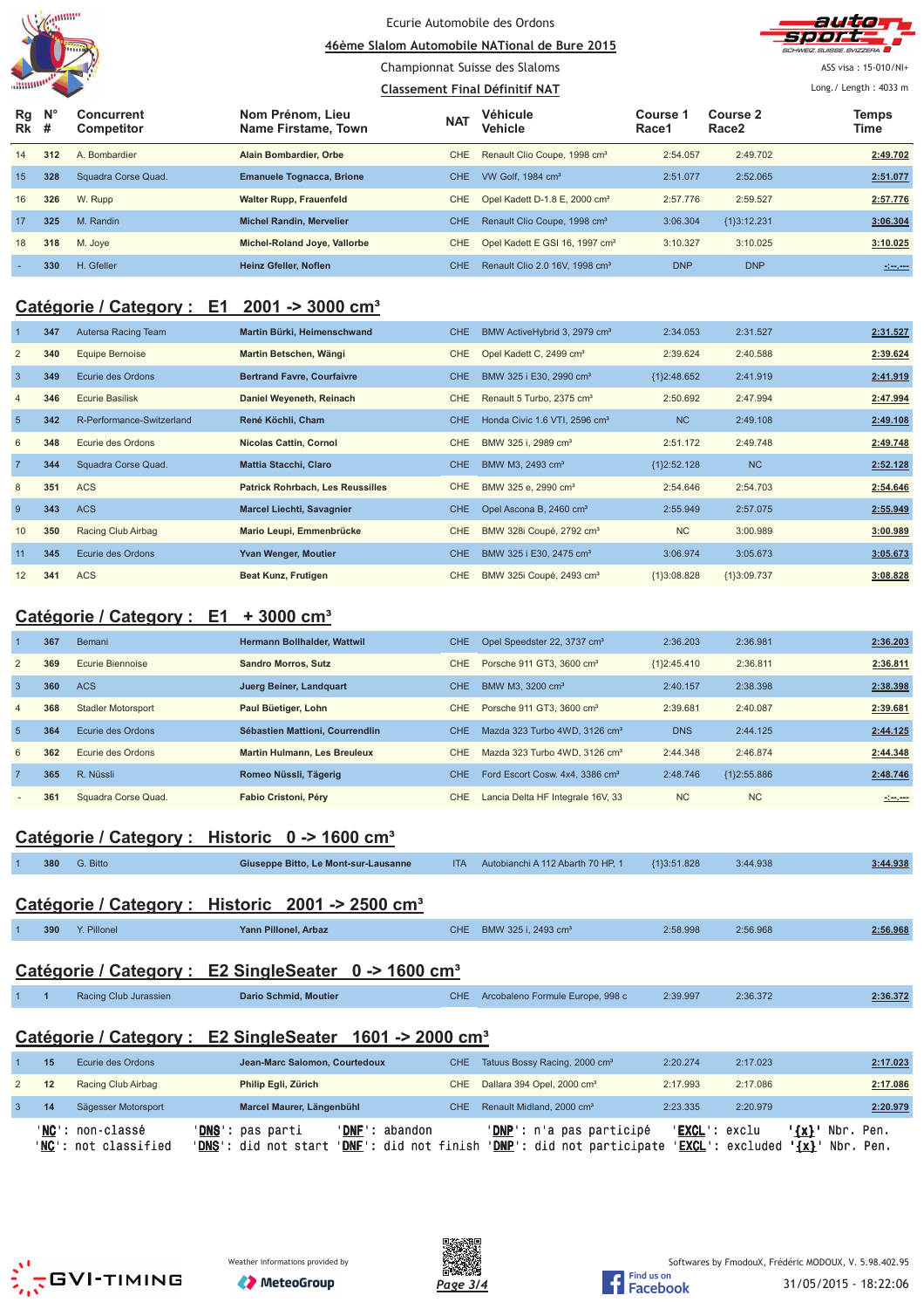Ecurie Automobile des Ordons

46ème Slalom Automobile NATional de Bure 2015

Championnat Suisse des Slaloms

Classement Final Définitif NAT

ASS visa : 15-010/NI+

Long./ Length : 4033 m

| Rg Rk | N° # | Concurrent Competitor | Nom Prénom, Lieu Name Firstame, Town | NAT | Véhicule Vehicle | Course 1 Race1 | Course 2 Race2 | Temps Time |
|---|---|---|---|---|---|---|---|---|
| 14 | 312 | A. Bombardier | Alain Bombardier, Orbe | CHE | Renault Clio Coupe, 1998 cm³ | 2:54.057 | 2:49.702 | 2:49.702 |
| 15 | 328 | Squadra Corse Quad. | Emanuele Tognacca, Brione | CHE | VW Golf, 1984 cm³ | 2:51.077 | 2:52.065 | 2:51.077 |
| 16 | 326 | W. Rupp | Walter Rupp, Frauenfeld | CHE | Opel Kadett D-1.8 E, 2000 cm³ | 2:57.776 | 2:59.527 | 2:57.776 |
| 17 | 325 | M. Randin | Michel Randin, Mervelier | CHE | Renault Clio Coupe, 1998 cm³ | 3:06.304 | {1}3:12.231 | 3:06.304 |
| 18 | 318 | M. Joye | Michel-Roland Joye, Vallorbe | CHE | Opel Kadett E GSI 16, 1997 cm³ | 3:10.327 | 3:10.025 | 3:10.025 |
| - | 330 | H. Gfeller | Heinz Gfeller, Noflen | CHE | Renault Clio 2.0 16V, 1998 cm³ | DNP | DNP | -:--.--- |

## Catégorie / Category : E1 2001 -> 3000 cm³

| Rg Rk | N° # | Concurrent Competitor | Nom Prénom, Lieu Name Firstame, Town | NAT | Véhicule Vehicle | Course 1 Race1 | Course 2 Race2 | Temps Time |
|---|---|---|---|---|---|---|---|---|
| 1 | 347 | Autersa Racing Team | Martin Bürki, Heimenschwand | CHE | BMW ActiveHybrid 3, 2979 cm³ | 2:34.053 | 2:31.527 | 2:31.527 |
| 2 | 340 | Equipe Bernoise | Martin Betschen, Wängi | CHE | Opel Kadett C, 2499 cm³ | 2:39.624 | 2:40.588 | 2:39.624 |
| 3 | 349 | Ecurie des Ordons | Bertrand Favre, Courfaivre | CHE | BMW 325 i E30, 2990 cm³ | {1}2:48.652 | 2:41.919 | 2:41.919 |
| 4 | 346 | Ecurie Basilisk | Daniel Weyeneth, Reinach | CHE | Renault 5 Turbo, 2375 cm³ | 2:50.692 | 2:47.994 | 2:47.994 |
| 5 | 342 | R-Performance-Switzerland | René Köchli, Cham | CHE | Honda Civic 1.6 VTI, 2596 cm³ | NC | 2:49.108 | 2:49.108 |
| 6 | 348 | Ecurie des Ordons | Nicolas Cattin, Cornol | CHE | BMW 325 i, 2989 cm³ | 2:51.172 | 2:49.748 | 2:49.748 |
| 7 | 344 | Squadra Corse Quad. | Mattia Stacchi, Claro | CHE | BMW M3, 2493 cm³ | {1}2:52.128 | NC | 2:52.128 |
| 8 | 351 | ACS | Patrick Rohrbach, Les Reussilles | CHE | BMW 325 e, 2990 cm³ | 2:54.646 | 2:54.703 | 2:54.646 |
| 9 | 343 | ACS | Marcel Liechti, Savagnier | CHE | Opel Ascona B, 2460 cm³ | 2:55.949 | 2:57.075 | 2:55.949 |
| 10 | 350 | Racing Club Airbag | Mario Leupi, Emmenbrücke | CHE | BMW 328i Coupé, 2792 cm³ | NC | 3:00.989 | 3:00.989 |
| 11 | 345 | Ecurie des Ordons | Yvan Wenger, Moutier | CHE | BMW 325 i E30, 2475 cm³ | 3:06.974 | 3:05.673 | 3:05.673 |
| 12 | 341 | ACS | Beat Kunz, Frutigen | CHE | BMW 325i Coupé, 2493 cm³ | {1}3:08.828 | {1}3:09.737 | 3:08.828 |

## Catégorie / Category : E1 + 3000 cm³

| Rg Rk | N° # | Concurrent Competitor | Nom Prénom, Lieu Name Firstame, Town | NAT | Véhicule Vehicle | Course 1 Race1 | Course 2 Race2 | Temps Time |
|---|---|---|---|---|---|---|---|---|
| 1 | 367 | Bemani | Hermann Bollhalder, Wattwil | CHE | Opel Speedster 22, 3737 cm³ | 2:36.203 | 2:36.981 | 2:36.203 |
| 2 | 369 | Ecurie Biennoise | Sandro Morros, Sutz | CHE | Porsche 911 GT3, 3600 cm³ | {1}2:45.410 | 2:36.811 | 2:36.811 |
| 3 | 360 | ACS | Juerg Beiner, Landquart | CHE | BMW M3, 3200 cm³ | 2:40.157 | 2:38.398 | 2:38.398 |
| 4 | 368 | Stadler Motorsport | Paul Büetiger, Lohn | CHE | Porsche 911 GT3, 3600 cm³ | 2:39.681 | 2:40.087 | 2:39.681 |
| 5 | 364 | Ecurie des Ordons | Sébastien Mattioni, Courrendlin | CHE | Mazda 323 Turbo 4WD, 3126 cm³ | DNS | 2:44.125 | 2:44.125 |
| 6 | 362 | Ecurie des Ordons | Martin Hulmann, Les Breuleux | CHE | Mazda 323 Turbo 4WD, 3126 cm³ | 2:44.348 | 2:46.874 | 2:44.348 |
| 7 | 365 | R. Nüssli | Romeo Nüssli, Tägerig | CHE | Ford Escort Cosw. 4x4, 3386 cm³ | 2:48.746 | {1}2:55.886 | 2:48.746 |
| - | 361 | Squadra Corse Quad. | Fabio Cristoni, Péry | CHE | Lancia Delta HF Integrale 16V, 33 | NC | NC | -:--.--- |

## Catégorie / Category : Historic 0 -> 1600 cm³

| Rg Rk | N° # | Concurrent Competitor | Nom Prénom, Lieu Name Firstame, Town | NAT | Véhicule Vehicle | Course 1 Race1 | Course 2 Race2 | Temps Time |
|---|---|---|---|---|---|---|---|---|
| 1 | 380 | G. Bitto | Giuseppe Bitto, Le Mont-sur-Lausanne | ITA | Autobianchi A 112 Abarth 70 HP, 1 | {1}3:51.828 | 3:44.938 | 3:44.938 |

## Catégorie / Category : Historic 2001 -> 2500 cm³

| Rg Rk | N° # | Concurrent Competitor | Nom Prénom, Lieu Name Firstame, Town | NAT | Véhicule Vehicle | Course 1 Race1 | Course 2 Race2 | Temps Time |
|---|---|---|---|---|---|---|---|---|
| 1 | 390 | Y. Pillonel | Yann Pillonel, Arbaz | CHE | BMW 325 i, 2493 cm³ | 2:58.998 | 2:56.968 | 2:56.968 |

## Catégorie / Category : E2 SingleSeater 0 -> 1600 cm³

| Rg Rk | N° # | Concurrent Competitor | Nom Prénom, Lieu Name Firstame, Town | NAT | Véhicule Vehicle | Course 1 Race1 | Course 2 Race2 | Temps Time |
|---|---|---|---|---|---|---|---|---|
| 1 | 1 | Racing Club Jurassien | Dario Schmid, Moutier | CHE | Arcobaleno Formule Europe, 998 c | 2:39.997 | 2:36.372 | 2:36.372 |

## Catégorie / Category : E2 SingleSeater 1601 -> 2000 cm³

| Rg Rk | N° # | Concurrent Competitor | Nom Prénom, Lieu Name Firstame, Town | NAT | Véhicule Vehicle | Course 1 Race1 | Course 2 Race2 | Temps Time |
|---|---|---|---|---|---|---|---|---|
| 1 | 15 | Ecurie des Ordons | Jean-Marc Salomon, Courtedoux | CHE | Tatuus Bossy Racing, 2000 cm³ | 2:20.274 | 2:17.023 | 2:17.023 |
| 2 | 12 | Racing Club Airbag | Philip Egli, Zürich | CHE | Dallara 394 Opel, 2000 cm³ | 2:17.993 | 2:17.086 | 2:17.086 |
| 3 | 14 | Sägesser Motorsport | Marcel Maurer, Längenbühl | CHE | Renault Midland, 2000 cm³ | 2:23.335 | 2:20.979 | 2:20.979 |

'NC': non-classé 'DNS': pas parti 'DNF': abandon 'DNP': n'a pas participé 'EXCL': exclu '{x}' Nbr. Pen.
'NC': not classified 'DNS': did not start 'DNF': did not finish 'DNP': did not participate 'EXCL': excluded '{x}' Nbr. Pen.

Weather informations provided by MeteoGroup

Softwares by FmodouX, Frédéric MODOUX, V. 5.98.402.95

31/05/2015 - 18:22:06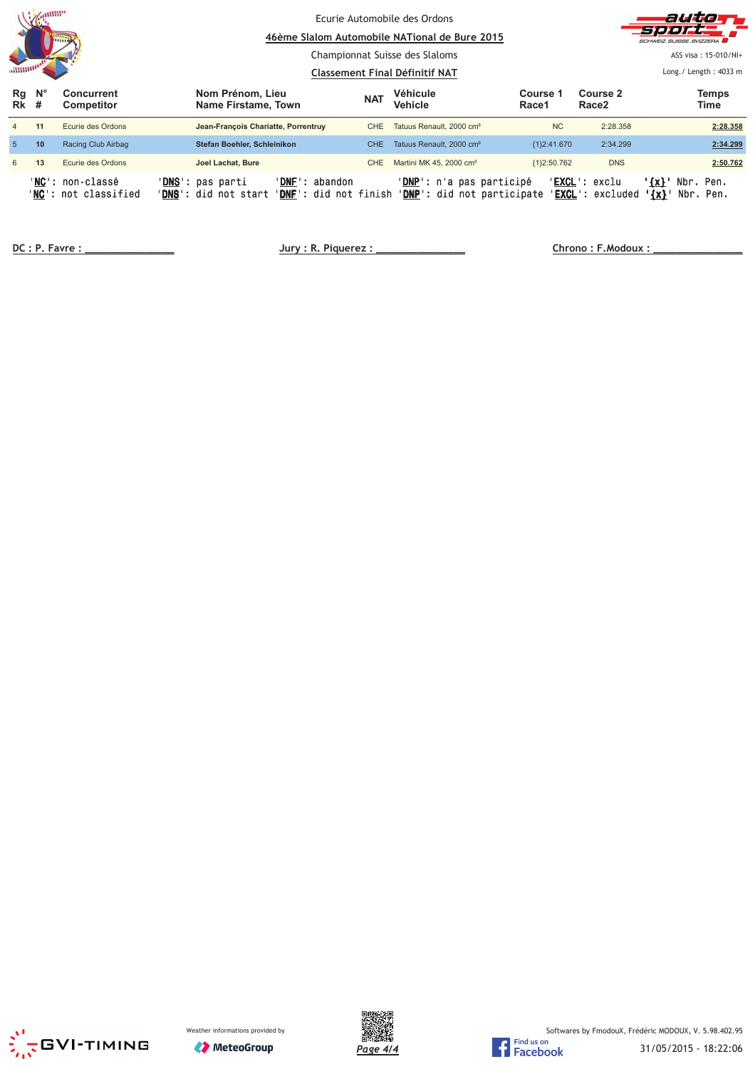Ecurie Automobile des Ordons

**46ème Slalom Automobile NATional de Bure 2015**

Championnat Suisse des Slaloms

**Classement Final Définitif NAT**

ASS visa : 15-010/NI+

Long./ Length : 4033 m

| Rg Rk | N° # | Concurrent Competitor | Nom Prénom, Lieu Name Firstame, Town | NAT | Véhicule Vehicle | Course 1 Race1 | Course 2 Race2 | Temps Time |
|---|---|---|---|---|---|---|---|---|
| 4 | 11 | Ecurie des Ordons | **Jean-François Chariatte, Porrentruy** | CHE | Tatuus Renault, 2000 cm³ | NC | 2:28.358 | **2:28.358** |
| 5 | 10 | Racing Club Airbag | **Stefan Boehler, Schleinikon** | CHE | Tatuus Renault, 2000 cm³ | {1}2:41.670 | 2:34.299 | **2:34.299** |
| 6 | 13 | Ecurie des Ordons | **Joel Lachat, Bure** | CHE | Martini MK 45, 2000 cm³ | {1}2:50.762 | DNS | **2:50.762** |

'**NC**': non-classé 'DNS': pas parti 'DNF': abandon 'DNP': n'a pas participé 'EXCL': exclu '{x}' Nbr. Pen.
'**NC**': not classified 'DNS': did not start 'DNF': did not finish 'DNP': did not participate 'EXCL': excluded '{x}' Nbr. Pen.

DC : P. Favre : ________________  Jury : R. Piquerez : ________________  Chrono : F.Modoux : ________________

Weather informations provided by MeteoGroup

Softwares by FmodouX, Frédéric MODOUX, V. 5.98.402.95

31/05/2015 - 18:22:06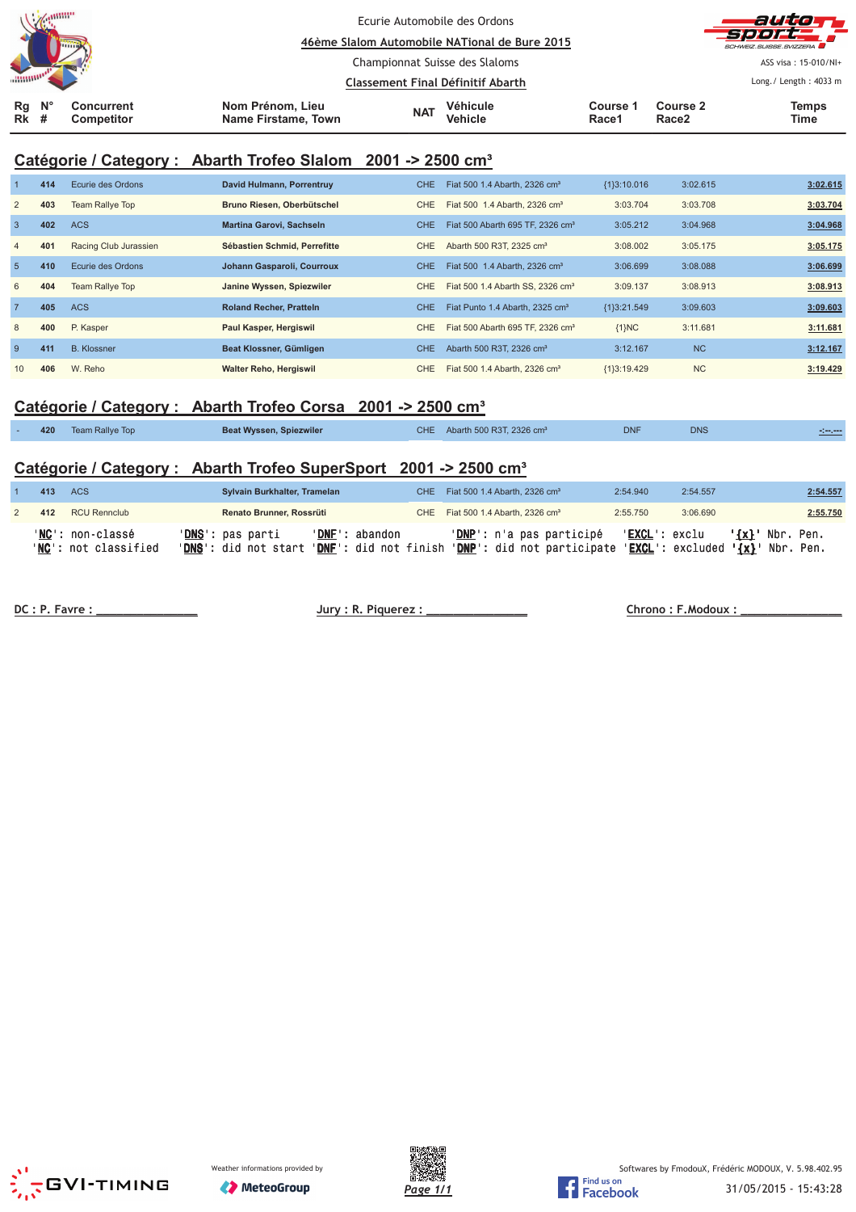Ecurie Automobile des Ordons

46ème Slalom Automobile NATional de Bure 2015

Championnat Suisse des Slaloms

Classement Final Définitif Abarth

ASS visa : 15-010/NI+

Long./ Length : 4033 m

## Catégorie / Category : Abarth Trofeo Slalom 2001 -> 2500 cm³

| Rg Rk | N° # | Concurrent Competitor | Nom Prénom, Lieu Name Firstame, Town | NAT | Véhicule Vehicle | Course 1 Race1 | Course 2 Race2 | Temps Time |
|---|---|---|---|---|---|---|---|---|
| 1 | 414 | Ecurie des Ordons | David Hulmann, Porrentruy | CHE | Fiat 500 1.4 Abarth, 2326 cm³ | {1}3:10.016 | 3:02.615 | 3:02.615 |
| 2 | 403 | Team Rallye Top | Bruno Riesen, Oberbütschel | CHE | Fiat 500 1.4 Abarth, 2326 cm³ | 3:03.704 | 3:03.708 | 3:03.704 |
| 3 | 402 | ACS | Martina Garovi, Sachseln | CHE | Fiat 500 Abarth 695 TF, 2326 cm³ | 3:05.212 | 3:04.968 | 3:04.968 |
| 4 | 401 | Racing Club Jurassien | Sébastien Schmid, Perrefitte | CHE | Abarth 500 R3T, 2325 cm³ | 3:08.002 | 3:05.175 | 3:05.175 |
| 5 | 410 | Ecurie des Ordons | Johann Gasparoli, Courroux | CHE | Fiat 500 1.4 Abarth, 2326 cm³ | 3:06.699 | 3:08.088 | 3:06.699 |
| 6 | 404 | Team Rallye Top | Janine Wyssen, Spiezwiler | CHE | Fiat 500 1.4 Abarth SS, 2326 cm³ | 3:09.137 | 3:08.913 | 3:08.913 |
| 7 | 405 | ACS | Roland Recher, Pratteln | CHE | Fiat Punto 1.4 Abarth, 2325 cm³ | {1}3:21.549 | 3:09.603 | 3:09.603 |
| 8 | 400 | P. Kasper | Paul Kasper, Hergiswil | CHE | Fiat 500 Abarth 695 TF, 2326 cm³ | {1}NC | 3:11.681 | 3:11.681 |
| 9 | 411 | B. Klossner | Beat Klossner, Gümligen | CHE | Abarth 500 R3T, 2326 cm³ | 3:12.167 | NC | 3:12.167 |
| 10 | 406 | W. Reho | Walter Reho, Hergiswil | CHE | Fiat 500 1.4 Abarth, 2326 cm³ | {1}3:19.429 | NC | 3:19.429 |

## Catégorie / Category : Abarth Trofeo Corsa 2001 -> 2500 cm³

| Rg Rk | N° # | Concurrent Competitor | Nom Prénom, Lieu Name Firstame, Town | NAT | Véhicule Vehicle | Course 1 Race1 | Course 2 Race2 | Temps Time |
|---|---|---|---|---|---|---|---|---|
| - | 420 | Team Rallye Top | Beat Wyssen, Spiezwiler | CHE | Abarth 500 R3T, 2326 cm³ | DNF | DNS | -:--.--- |

## Catégorie / Category : Abarth Trofeo SuperSport 2001 -> 2500 cm³

| Rg Rk | N° # | Concurrent Competitor | Nom Prénom, Lieu Name Firstame, Town | NAT | Véhicule Vehicle | Course 1 Race1 | Course 2 Race2 | Temps Time |
|---|---|---|---|---|---|---|---|---|
| 1 | 413 | ACS | Sylvain Burkhalter, Tramelan | CHE | Fiat 500 1.4 Abarth, 2326 cm³ | 2:54.940 | 2:54.557 | 2:54.557 |
| 2 | 412 | RCU Rennclub | Renato Brunner, Rossrüti | CHE | Fiat 500 1.4 Abarth, 2326 cm³ | 2:55.750 | 3:06.690 | 2:55.750 |

'NC': non-classé 'DNS': pas parti 'DNF': abandon 'DNP': n'a pas participé 'EXCL': exclu '{x}' Nbr. Pen.
'NC': not classified 'DNS': did not start 'DNF': did not finish 'DNP': did not participate 'EXCL': excluded '{x}' Nbr. Pen.

DC : P. Favre : _______________ Jury : R. Piquerez : _______________ Chrono : F.Modoux : _______________

Weather informations provided by MeteoGroup

Softwares by FmodouX, Frédéric MODOUX, V. 5.98.402.95

31/05/2015 - 15:43:28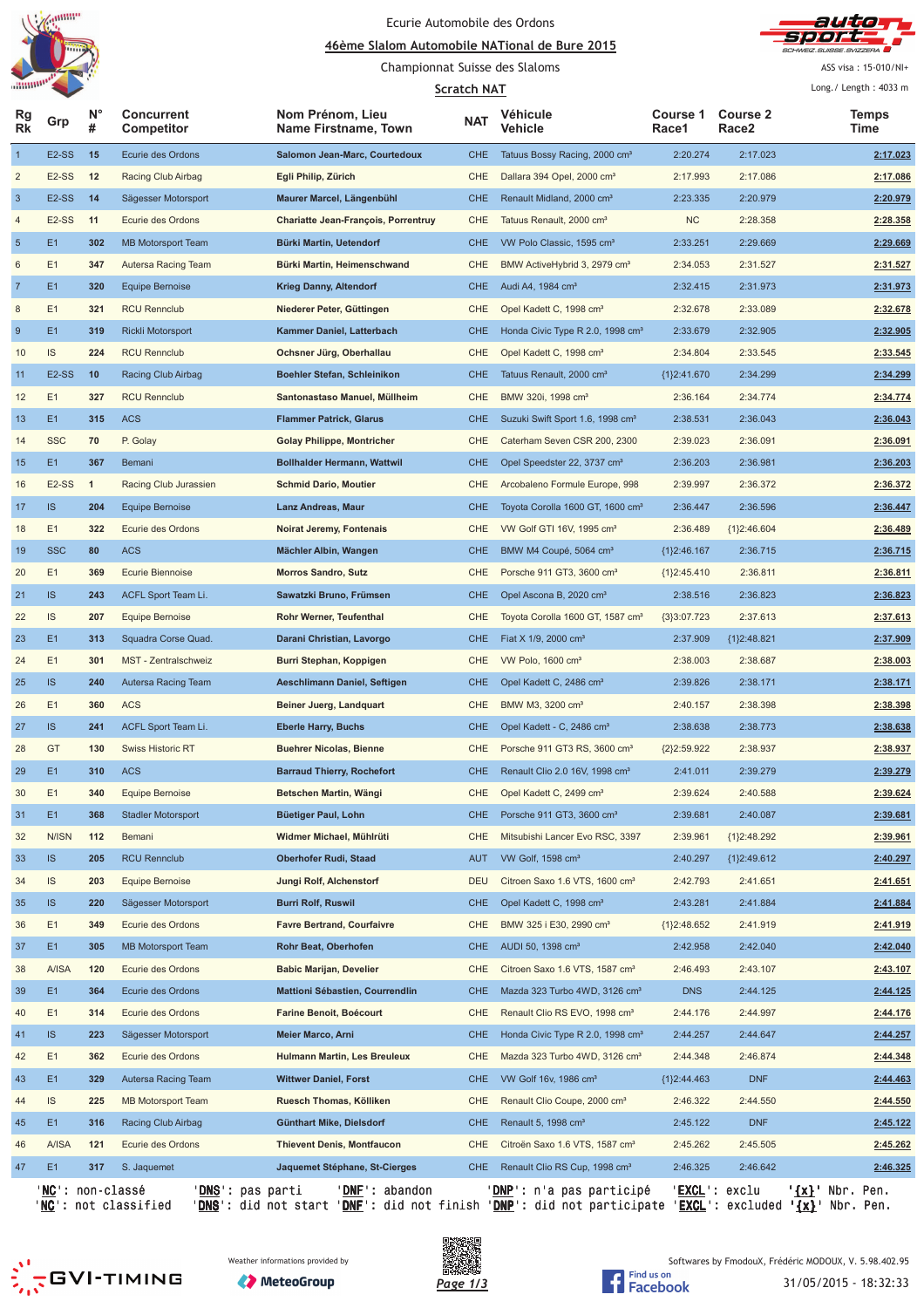Ecurie Automobile des Ordons

# 46ème Slalom Automobile NATional de Bure 2015

Championnat Suisse des Slaloms

## Scratch NAT

ASS visa : 15-010/NI+

Long./ Length : 4033 m

| Rg Rk | Grp | N° # | Concurrent Competitor | Nom Prénom, Lieu Name Firstname, Town | NAT | Véhicule Vehicle | Course 1 Race1 | Course 2 Race2 | Temps Time |
|---|---|---|---|---|---|---|---|---|---|
| 1 | E2-SS | 15 | Ecurie des Ordons | Salomon Jean-Marc, Courtedoux | CHE | Tatuus Bossy Racing, 2000 cm³ | 2:20.274 | 2:17.023 | 2:17.023 |
| 2 | E2-SS | 12 | Racing Club Airbag | Egli Philip, Zürich | CHE | Dallara 394 Opel, 2000 cm³ | 2:17.993 | 2:17.086 | 2:17.086 |
| 3 | E2-SS | 14 | Sägesser Motorsport | Maurer Marcel, Längenbühl | CHE | Renault Midland, 2000 cm³ | 2:23.335 | 2:20.979 | 2:20.979 |
| 4 | E2-SS | 11 | Ecurie des Ordons | Chariatte Jean-François, Porrentruy | CHE | Tatuus Renault, 2000 cm³ | NC | 2:28.358 | 2:28.358 |
| 5 | E1 | 302 | MB Motorsport Team | Bürki Martin, Uetendorf | CHE | VW Polo Classic, 1595 cm³ | 2:33.251 | 2:29.669 | 2:29.669 |
| 6 | E1 | 347 | Autersa Racing Team | Bürki Martin, Heimenschwand | CHE | BMW ActiveHybrid 3, 2979 cm³ | 2:34.053 | 2:31.527 | 2:31.527 |
| 7 | E1 | 320 | Equipe Bernoise | Krieg Danny, Altendorf | CHE | Audi A4, 1984 cm³ | 2:32.415 | 2:31.973 | 2:31.973 |
| 8 | E1 | 321 | RCU Rennclub | Niederer Peter, Güttingen | CHE | Opel Kadett C, 1998 cm³ | 2:32.678 | 2:33.089 | 2:32.678 |
| 9 | E1 | 319 | Rickli Motorsport | Kammer Daniel, Latterbach | CHE | Honda Civic Type R 2.0, 1998 cm³ | 2:33.679 | 2:32.905 | 2:32.905 |
| 10 | IS | 224 | RCU Rennclub | Ochsner Jürg, Oberhallau | CHE | Opel Kadett C, 1998 cm³ | 2:34.804 | 2:33.545 | 2:33.545 |
| 11 | E2-SS | 10 | Racing Club Airbag | Boehler Stefan, Schleinikon | CHE | Tatuus Renault, 2000 cm³ | {1}2:41.670 | 2:34.299 | 2:34.299 |
| 12 | E1 | 327 | RCU Rennclub | Santonastaso Manuel, Müllheim | CHE | BMW 320i, 1998 cm³ | 2:36.164 | 2:34.774 | 2:34.774 |
| 13 | E1 | 315 | ACS | Flammer Patrick, Glarus | CHE | Suzuki Swift Sport 1.6, 1998 cm³ | 2:38.531 | 2:36.043 | 2:36.043 |
| 14 | SSC | 70 | P. Golay | Golay Philippe, Montricher | CHE | Caterham Seven CSR 200, 2300 | 2:39.023 | 2:36.091 | 2:36.091 |
| 15 | E1 | 367 | Bemani | Bollhalder Hermann, Wattwil | CHE | Opel Speedster 22, 3737 cm³ | 2:36.203 | 2:36.981 | 2:36.203 |
| 16 | E2-SS | 1 | Racing Club Jurassien | Schmid Dario, Moutier | CHE | Arcobaleno Formule Europe, 998 | 2:39.997 | 2:36.372 | 2:36.372 |
| 17 | IS | 204 | Equipe Bernoise | Lanz Andreas, Maur | CHE | Toyota Corolla 1600 GT, 1600 cm³ | 2:36.447 | 2:36.596 | 2:36.447 |
| 18 | E1 | 322 | Ecurie des Ordons | Noirat Jeremy, Fontenais | CHE | VW Golf GTI 16V, 1995 cm³ | 2:36.489 | {1}2:46.604 | 2:36.489 |
| 19 | SSC | 80 | ACS | Mächler Albin, Wangen | CHE | BMW M4 Coupé, 5064 cm³ | {1}2:46.167 | 2:36.715 | 2:36.715 |
| 20 | E1 | 369 | Ecurie Biennoise | Morros Sandro, Sutz | CHE | Porsche 911 GT3, 3600 cm³ | {1}2:45.410 | 2:36.811 | 2:36.811 |
| 21 | IS | 243 | ACFL Sport Team Li. | Sawatzki Bruno, Frümsen | CHE | Opel Ascona B, 2020 cm³ | 2:38.516 | 2:36.823 | 2:36.823 |
| 22 | IS | 207 | Equipe Bernoise | Rohr Werner, Teufenthal | CHE | Toyota Corolla 1600 GT, 1587 cm³ | {3}3:07.723 | 2:37.613 | 2:37.613 |
| 23 | E1 | 313 | Squadra Corse Quad. | Darani Christian, Lavorgo | CHE | Fiat X 1/9, 2000 cm³ | 2:37.909 | {1}2:48.821 | 2:37.909 |
| 24 | E1 | 301 | MST - Zentralschweiz | Burri Stephan, Koppigen | CHE | VW Polo, 1600 cm³ | 2:38.003 | 2:38.687 | 2:38.003 |
| 25 | IS | 240 | Autersa Racing Team | Aeschlimann Daniel, Seftigen | CHE | Opel Kadett C, 2486 cm³ | 2:39.826 | 2:38.171 | 2:38.171 |
| 26 | E1 | 360 | ACS | Beiner Juerg, Landquart | CHE | BMW M3, 3200 cm³ | 2:40.157 | 2:38.398 | 2:38.398 |
| 27 | IS | 241 | ACFL Sport Team Li. | Eberle Harry, Buchs | CHE | Opel Kadett - C, 2486 cm³ | 2:38.638 | 2:38.773 | 2:38.638 |
| 28 | GT | 130 | Swiss Historic RT | Buehrer Nicolas, Bienne | CHE | Porsche 911 GT3 RS, 3600 cm³ | {2}2:59.922 | 2:38.937 | 2:38.937 |
| 29 | E1 | 310 | ACS | Barraud Thierry, Rochefort | CHE | Renault Clio 2.0 16V, 1998 cm³ | 2:41.011 | 2:39.279 | 2:39.279 |
| 30 | E1 | 340 | Equipe Bernoise | Betschen Martin, Wängi | CHE | Opel Kadett C, 2499 cm³ | 2:39.624 | 2:40.588 | 2:39.624 |
| 31 | E1 | 368 | Stadler Motorsport | Büetiger Paul, Lohn | CHE | Porsche 911 GT3, 3600 cm³ | 2:39.681 | 2:40.087 | 2:39.681 |
| 32 | N/ISN | 112 | Bemani | Widmer Michael, Mühlrüti | CHE | Mitsubishi Lancer Evo RSC, 3397 | 2:39.961 | {1}2:48.292 | 2:39.961 |
| 33 | IS | 205 | RCU Rennclub | Oberhofer Rudi, Staad | AUT | VW Golf, 1598 cm³ | 2:40.297 | {1}2:49.612 | 2:40.297 |
| 34 | IS | 203 | Equipe Bernoise | Jungi Rolf, Alchenstorf | DEU | Citroen Saxo 1.6 VTS, 1600 cm³ | 2:42.793 | 2:41.651 | 2:41.651 |
| 35 | IS | 220 | Sägesser Motorsport | Burri Rolf, Ruswil | CHE | Opel Kadett C, 1998 cm³ | 2:43.281 | 2:41.884 | 2:41.884 |
| 36 | E1 | 349 | Ecurie des Ordons | Favre Bertrand, Courfaivre | CHE | BMW 325 i E30, 2990 cm³ | {1}2:48.652 | 2:41.919 | 2:41.919 |
| 37 | E1 | 305 | MB Motorsport Team | Rohr Beat, Oberhofen | CHE | AUDI 50, 1398 cm³ | 2:42.958 | 2:42.040 | 2:42.040 |
| 38 | A/ISA | 120 | Ecurie des Ordons | Babic Marijan, Develier | CHE | Citroen Saxo 1.6 VTS, 1587 cm³ | 2:46.493 | 2:43.107 | 2:43.107 |
| 39 | E1 | 364 | Ecurie des Ordons | Mattioni Sébastien, Courrendlin | CHE | Mazda 323 Turbo 4WD, 3126 cm³ | DNS | 2:44.125 | 2:44.125 |
| 40 | E1 | 314 | Ecurie des Ordons | Farine Benoit, Boécourt | CHE | Renault Clio RS EVO, 1998 cm³ | 2:44.176 | 2:44.997 | 2:44.176 |
| 41 | IS | 223 | Sägesser Motorsport | Meier Marco, Arni | CHE | Honda Civic Type R 2.0, 1998 cm³ | 2:44.257 | 2:44.647 | 2:44.257 |
| 42 | E1 | 362 | Ecurie des Ordons | Hulmann Martin, Les Breuleux | CHE | Mazda 323 Turbo 4WD, 3126 cm³ | 2:44.348 | 2:46.874 | 2:44.348 |
| 43 | E1 | 329 | Autersa Racing Team | Wittwer Daniel, Forst | CHE | VW Golf 16v, 1986 cm³ | {1}2:44.463 | DNF | 2:44.463 |
| 44 | IS | 225 | MB Motorsport Team | Ruesch Thomas, Kölliken | CHE | Renault Clio Coupe, 2000 cm³ | 2:46.322 | 2:44.550 | 2:44.550 |
| 45 | E1 | 316 | Racing Club Airbag | Günthart Mike, Dielsdorf | CHE | Renault 5, 1998 cm³ | 2:45.122 | DNF | 2:45.122 |
| 46 | A/ISA | 121 | Ecurie des Ordons | Thievent Denis, Montfaucon | CHE | Citroën Saxo 1.6 VTS, 1587 cm³ | 2:45.262 | 2:45.505 | 2:45.262 |
| 47 | E1 | 317 | S. Jaquemet | Jaquemet Stéphane, St-Cierges | CHE | Renault Clio RS Cup, 1998 cm³ | 2:46.325 | 2:46.642 | 2:46.325 |

'NC': non-classé / 'NC': not classified — 'DNS': pas parti / 'DNS': did not start — 'DNF': abandon / 'DNF': did not finish — 'DNP': n'a pas participé / 'DNP': did not participate — 'EXCL': exclu / 'EXCL': excluded — '{x}' Nbr. Pen. / '{x}' Nbr. Pen.

Weather informations provided by MeteoGroup

Softwares by FmodouX, Frédéric MODOUX, V. 5.98.402.95

31/05/2015 - 18:32:33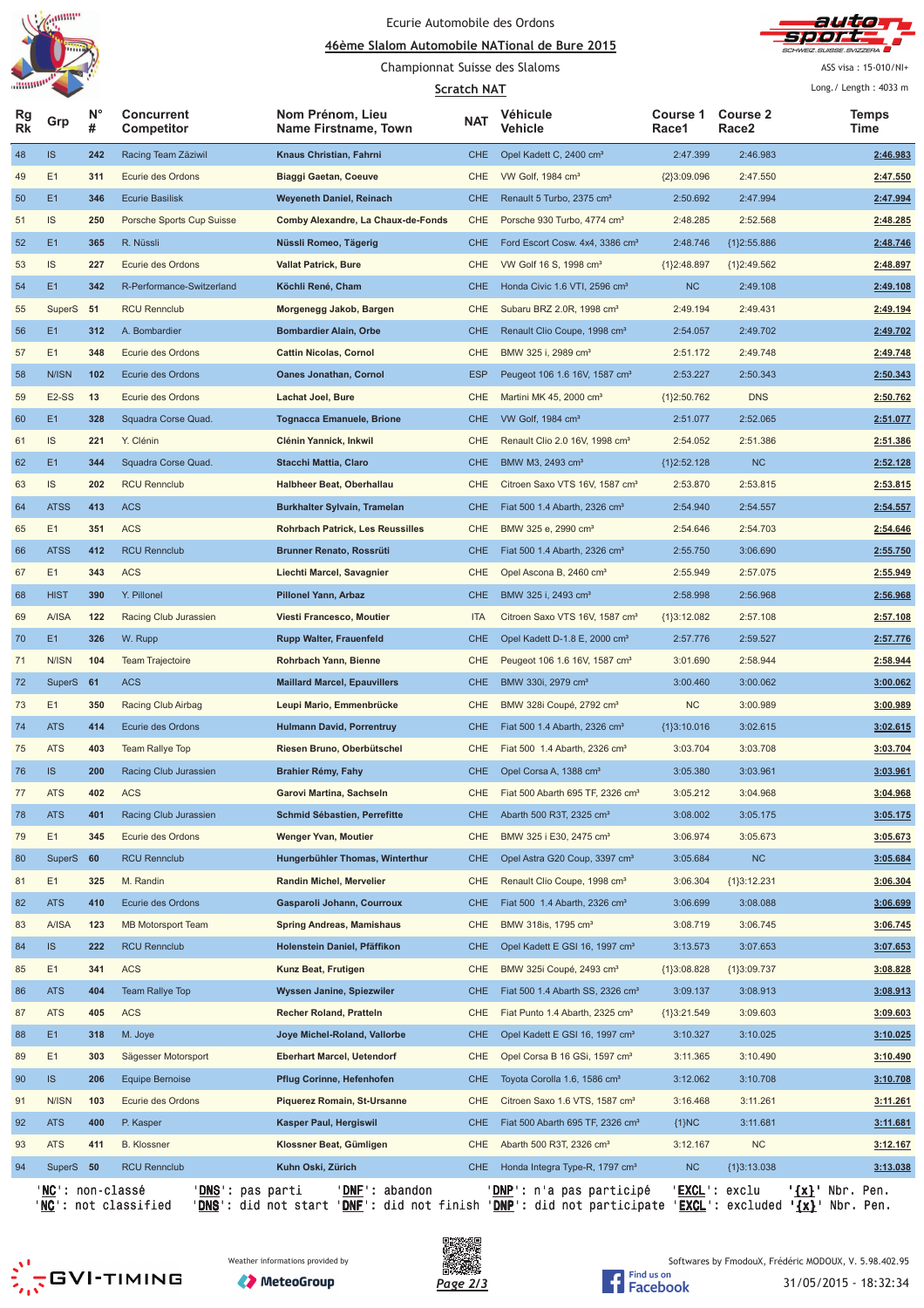Ecurie Automobile des Ordons

## 46ème Slalom Automobile NATional de Bure 2015

Championnat Suisse des Slaloms

**Scratch NAT**

ASS visa : 15-010/NI+

Long./ Length : 4033 m

| Rg Rk | Grp | N° # | Concurrent Competitor | Nom Prénom, Lieu Name Firstname, Town | NAT | Véhicule Vehicle | Course 1 Race1 | Course 2 Race2 | Temps Time |
|---|---|---|---|---|---|---|---|---|---|
| 48 | IS | 242 | Racing Team Zäziwil | Knaus Christian, Fahrni | CHE | Opel Kadett C, 2400 cm³ | 2:47.399 | 2:46.983 | 2:46.983 |
| 49 | E1 | 311 | Ecurie des Ordons | Biaggi Gaetan, Coeuve | CHE | VW Golf, 1984 cm³ | {2}3:09.096 | 2:47.550 | 2:47.550 |
| 50 | E1 | 346 | Ecurie Basilisk | Weyeneth Daniel, Reinach | CHE | Renault 5 Turbo, 2375 cm³ | 2:50.692 | 2:47.994 | 2:47.994 |
| 51 | IS | 250 | Porsche Sports Cup Suisse | Comby Alexandre, La Chaux-de-Fonds | CHE | Porsche 930 Turbo, 4774 cm³ | 2:48.285 | 2:52.568 | 2:48.285 |
| 52 | E1 | 365 | R. Nüssli | Nüssli Romeo, Tägerig | CHE | Ford Escort Cosw. 4x4, 3386 cm³ | 2:48.746 | {1}2:55.886 | 2:48.746 |
| 53 | IS | 227 | Ecurie des Ordons | Vallat Patrick, Bure | CHE | VW Golf 16 S, 1998 cm³ | {1}2:48.897 | {1}2:49.562 | 2:48.897 |
| 54 | E1 | 342 | R-Performance-Switzerland | Köchli René, Cham | CHE | Honda Civic 1.6 VTI, 2596 cm³ | NC | 2:49.108 | 2:49.108 |
| 55 | SuperS | 51 | RCU Rennclub | Morgenegg Jakob, Bargen | CHE | Subaru BRZ 2.0R, 1998 cm³ | 2:49.194 | 2:49.431 | 2:49.194 |
| 56 | E1 | 312 | A. Bombardier | Bombardier Alain, Orbe | CHE | Renault Clio Coupe, 1998 cm³ | 2:54.057 | 2:49.702 | 2:49.702 |
| 57 | E1 | 348 | Ecurie des Ordons | Cattin Nicolas, Cornol | CHE | BMW 325 i, 2989 cm³ | 2:51.172 | 2:49.748 | 2:49.748 |
| 58 | N/ISN | 102 | Ecurie des Ordons | Oanes Jonathan, Cornol | ESP | Peugeot 106 1.6 16V, 1587 cm³ | 2:53.227 | 2:50.343 | 2:50.343 |
| 59 | E2-SS | 13 | Ecurie des Ordons | Lachat Joel, Bure | CHE | Martini MK 45, 2000 cm³ | {1}2:50.762 | DNS | 2:50.762 |
| 60 | E1 | 328 | Squadra Corse Quad. | Tognacca Emanuele, Brione | CHE | VW Golf, 1984 cm³ | 2:51.077 | 2:52.065 | 2:51.077 |
| 61 | IS | 221 | Y. Clénin | Clénin Yannick, Inkwil | CHE | Renault Clio 2.0 16V, 1998 cm³ | 2:54.052 | 2:51.386 | 2:51.386 |
| 62 | E1 | 344 | Squadra Corse Quad. | Stacchi Mattia, Claro | CHE | BMW M3, 2493 cm³ | {1}2:52.128 | NC | 2:52.128 |
| 63 | IS | 202 | RCU Rennclub | Halbheer Beat, Oberhallau | CHE | Citroen Saxo VTS 16V, 1587 cm³ | 2:53.870 | 2:53.815 | 2:53.815 |
| 64 | ATSS | 413 | ACS | Burkhalter Sylvain, Tramelan | CHE | Fiat 500 1.4 Abarth, 2326 cm³ | 2:54.940 | 2:54.557 | 2:54.557 |
| 65 | E1 | 351 | ACS | Rohrbach Patrick, Les Reussilles | CHE | BMW 325 e, 2990 cm³ | 2:54.646 | 2:54.703 | 2:54.646 |
| 66 | ATSS | 412 | RCU Rennclub | Brunner Renato, Rossrüti | CHE | Fiat 500 1.4 Abarth, 2326 cm³ | 2:55.750 | 3:06.690 | 2:55.750 |
| 67 | E1 | 343 | ACS | Liechti Marcel, Savagnier | CHE | Opel Ascona B, 2460 cm³ | 2:55.949 | 2:57.075 | 2:55.949 |
| 68 | HIST | 390 | Y. Pillonel | Pillonel Yann, Arbaz | CHE | BMW 325 i, 2493 cm³ | 2:58.998 | 2:56.968 | 2:56.968 |
| 69 | A/ISA | 122 | Racing Club Jurassien | Viesti Francesco, Moutier | ITA | Citroen Saxo VTS 16V, 1587 cm³ | {1}3:12.082 | 2:57.108 | 2:57.108 |
| 70 | E1 | 326 | W. Rupp | Rupp Walter, Frauenfeld | CHE | Opel Kadett D-1.8 E, 2000 cm³ | 2:57.776 | 2:59.527 | 2:57.776 |
| 71 | N/ISN | 104 | Team Trajectoire | Rohrbach Yann, Bienne | CHE | Peugeot 106 1.6 16V, 1587 cm³ | 3:01.690 | 2:58.944 | 2:58.944 |
| 72 | SuperS | 61 | ACS | Maillard Marcel, Epauvillers | CHE | BMW 330i, 2979 cm³ | 3:00.460 | 3:00.062 | 3:00.062 |
| 73 | E1 | 350 | Racing Club Airbag | Leupi Mario, Emmenbrücke | CHE | BMW 328i Coupé, 2792 cm³ | NC | 3:00.989 | 3:00.989 |
| 74 | ATS | 414 | Ecurie des Ordons | Hulmann David, Porrentruy | CHE | Fiat 500 1.4 Abarth, 2326 cm³ | {1}3:10.016 | 3:02.615 | 3:02.615 |
| 75 | ATS | 403 | Team Rallye Top | Riesen Bruno, Oberbütschel | CHE | Fiat 500 1.4 Abarth, 2326 cm³ | 3:03.704 | 3:03.708 | 3:03.704 |
| 76 | IS | 200 | Racing Club Jurassien | Brahier Rémy, Fahy | CHE | Opel Corsa A, 1388 cm³ | 3:05.380 | 3:03.961 | 3:03.961 |
| 77 | ATS | 402 | ACS | Garovi Martina, Sachseln | CHE | Fiat 500 Abarth 695 TF, 2326 cm³ | 3:05.212 | 3:04.968 | 3:04.968 |
| 78 | ATS | 401 | Racing Club Jurassien | Schmid Sébastien, Perrefitte | CHE | Abarth 500 R3T, 2325 cm³ | 3:08.002 | 3:05.175 | 3:05.175 |
| 79 | E1 | 345 | Ecurie des Ordons | Wenger Yvan, Moutier | CHE | BMW 325 i E30, 2475 cm³ | 3:06.974 | 3:05.673 | 3:05.673 |
| 80 | SuperS | 60 | RCU Rennclub | Hungerbühler Thomas, Winterthur | CHE | Opel Astra G20 Coup, 3397 cm³ | 3:05.684 | NC | 3:05.684 |
| 81 | E1 | 325 | M. Randin | Randin Michel, Mervelier | CHE | Renault Clio Coupe, 1998 cm³ | 3:06.304 | {1}3:12.231 | 3:06.304 |
| 82 | ATS | 410 | Ecurie des Ordons | Gasparoli Johann, Courroux | CHE | Fiat 500 1.4 Abarth, 2326 cm³ | 3:06.699 | 3:08.088 | 3:06.699 |
| 83 | A/ISA | 123 | MB Motorsport Team | Spring Andreas, Mamishaus | CHE | BMW 318is, 1795 cm³ | 3:08.719 | 3:06.745 | 3:06.745 |
| 84 | IS | 222 | RCU Rennclub | Holenstein Daniel, Pfäffikon | CHE | Opel Kadett E GSI 16, 1997 cm³ | 3:13.573 | 3:07.653 | 3:07.653 |
| 85 | E1 | 341 | ACS | Kunz Beat, Frutigen | CHE | BMW 325i Coupé, 2493 cm³ | {1}3:08.828 | {1}3:09.737 | 3:08.828 |
| 86 | ATS | 404 | Team Rallye Top | Wyssen Janine, Spiezwiler | CHE | Fiat 500 1.4 Abarth SS, 2326 cm³ | 3:09.137 | 3:08.913 | 3:08.913 |
| 87 | ATS | 405 | ACS | Recher Roland, Pratteln | CHE | Fiat Punto 1.4 Abarth, 2325 cm³ | {1}3:21.549 | 3:09.603 | 3:09.603 |
| 88 | E1 | 318 | M. Joye | Joye Michel-Roland, Vallorbe | CHE | Opel Kadett E GSI 16, 1997 cm³ | 3:10.327 | 3:10.025 | 3:10.025 |
| 89 | E1 | 303 | Sägesser Motorsport | Eberhart Marcel, Uetendorf | CHE | Opel Corsa B 16 GSi, 1597 cm³ | 3:11.365 | 3:10.490 | 3:10.490 |
| 90 | IS | 206 | Equipe Bernoise | Pflug Corinne, Hefenhofen | CHE | Toyota Corolla 1.6, 1586 cm³ | 3:12.062 | 3:10.708 | 3:10.708 |
| 91 | N/ISN | 103 | Ecurie des Ordons | Piquerez Romain, St-Ursanne | CHE | Citroen Saxo 1.6 VTS, 1587 cm³ | 3:16.468 | 3:11.261 | 3:11.261 |
| 92 | ATS | 400 | P. Kasper | Kasper Paul, Hergiswil | CHE | Fiat 500 Abarth 695 TF, 2326 cm³ | {1}NC | 3:11.681 | 3:11.681 |
| 93 | ATS | 411 | B. Klossner | Klossner Beat, Gümligen | CHE | Abarth 500 R3T, 2326 cm³ | 3:12.167 | NC | 3:12.167 |
| 94 | SuperS | 50 | RCU Rennclub | Kuhn Oski, Zürich | CHE | Honda Integra Type-R, 1797 cm³ | NC | {1}3:13.038 | 3:13.038 |

'NC': non-classé 'DNS': pas parti 'DNF': abandon 'DNP': n'a pas participé 'EXCL': exclu '{x}' Nbr. Pen.
'NC': not classified 'DNS': did not start 'DNF': did not finish 'DNP': did not participate 'EXCL': excluded '{x}' Nbr. Pen.

Weather informations provided by MeteoGroup

Softwares by FmodouX, Frédéric MODOUX, V. 5.98.402.95

31/05/2015 - 18:32:34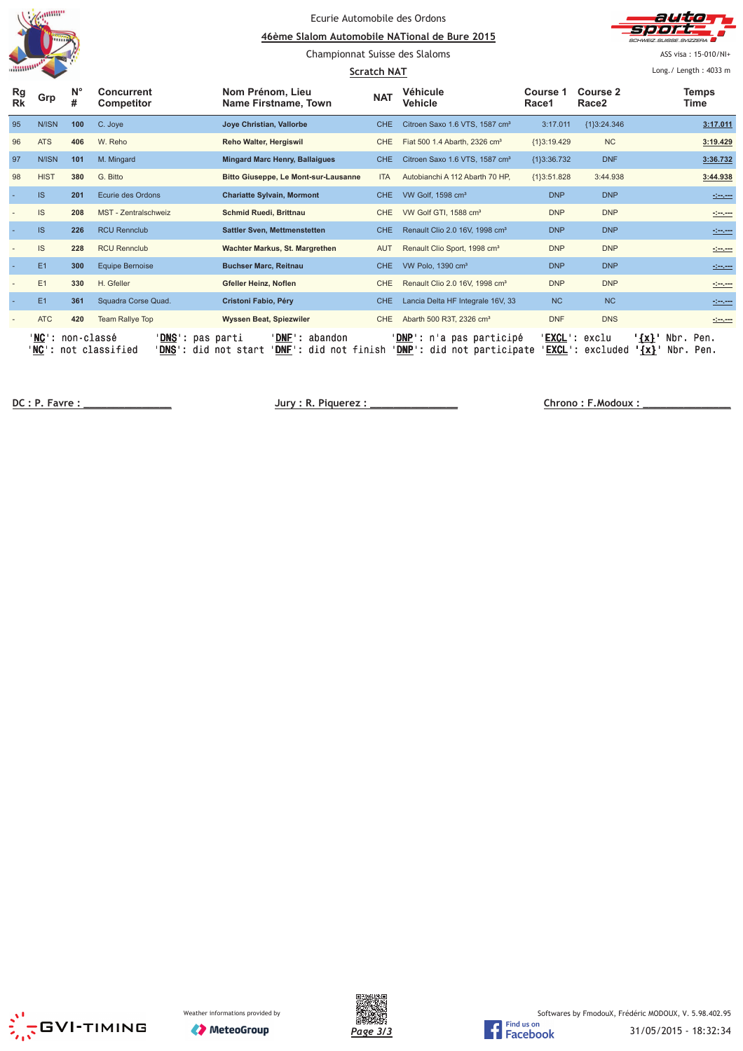Ecurie Automobile des Ordons

## 46ème Slalom Automobile NATional de Bure 2015

Championnat Suisse des Slaloms

**Scratch NAT**

ASS visa : 15-010/NI+

Long./ Length : 4033 m

| Rg Rk | Grp | N° # | Concurrent Competitor | Nom Prénom, Lieu Name Firstname, Town | NAT | Véhicule Vehicle | Course 1 Race1 | Course 2 Race2 | Temps Time |
|---|---|---|---|---|---|---|---|---|---|
| 95 | N/ISN | 100 | C. Joye | **Joye Christian, Vallorbe** | CHE | Citroen Saxo 1.6 VTS, 1587 cm³ | 3:17.011 | {1}3:24.346 | **3:17.011** |
| 96 | ATS | 406 | W. Reho | **Reho Walter, Hergiswil** | CHE | Fiat 500 1.4 Abarth, 2326 cm³ | {1}3:19.429 | NC | **3:19.429** |
| 97 | N/ISN | 101 | M. Mingard | **Mingard Marc Henry, Ballaigues** | CHE | Citroen Saxo 1.6 VTS, 1587 cm³ | {1}3:36.732 | DNF | **3:36.732** |
| 98 | HIST | 380 | G. Bitto | **Bitto Giuseppe, Le Mont-sur-Lausanne** | ITA | Autobianchi A 112 Abarth 70 HP, | {1}3:51.828 | 3:44.938 | **3:44.938** |
| - | IS | 201 | Ecurie des Ordons | **Chariatte Sylvain, Mormont** | CHE | VW Golf, 1598 cm³ | DNP | DNP | -:--.--- |
| - | IS | 208 | MST - Zentralschweiz | **Schmid Ruedi, Brittnau** | CHE | VW Golf GTI, 1588 cm³ | DNP | DNP | -:--.--- |
| - | IS | 226 | RCU Rennclub | **Sattler Sven, Mettmenstetten** | CHE | Renault Clio 2.0 16V, 1998 cm³ | DNP | DNP | -:--.--- |
| - | IS | 228 | RCU Rennclub | **Wachter Markus, St. Margrethen** | AUT | Renault Clio Sport, 1998 cm³ | DNP | DNP | -:--.--- |
| - | E1 | 300 | Equipe Bernoise | **Buchser Marc, Reitnau** | CHE | VW Polo, 1390 cm³ | DNP | DNP | -:--.--- |
| - | E1 | 330 | H. Gfeller | **Gfeller Heinz, Noflen** | CHE | Renault Clio 2.0 16V, 1998 cm³ | DNP | DNP | -:--.--- |
| - | E1 | 361 | Squadra Corse Quad. | **Cristoni Fabio, Péry** | CHE | Lancia Delta HF Integrale 16V, 33 | NC | NC | -:--.--- |
| - | ATC | 420 | Team Rallye Top | **Wyssen Beat, Spiezwiler** | CHE | Abarth 500 R3T, 2326 cm³ | DNF | DNS | -:--.--- |

'**NC**': non-classé '**DNS**': pas parti '**DNF**': abandon '**DNP**': n'a pas participé '**EXCL**': exclu '**{x}**' Nbr. Pen.
'**NC**': not classified '**DNS**': did not start '**DNF**': did not finish '**DNP**': did not participate '**EXCL**': excluded '**{x}**' Nbr. Pen.

DC : P. Favre : _______________ Jury : R. Piquerez : _______________ Chrono : F.Modoux : _______________

Weather informations provided by MeteoGroup

Softwares by FmodouX, Frédéric MODOUX, V. 5.98.402.95

31/05/2015 - 18:32:34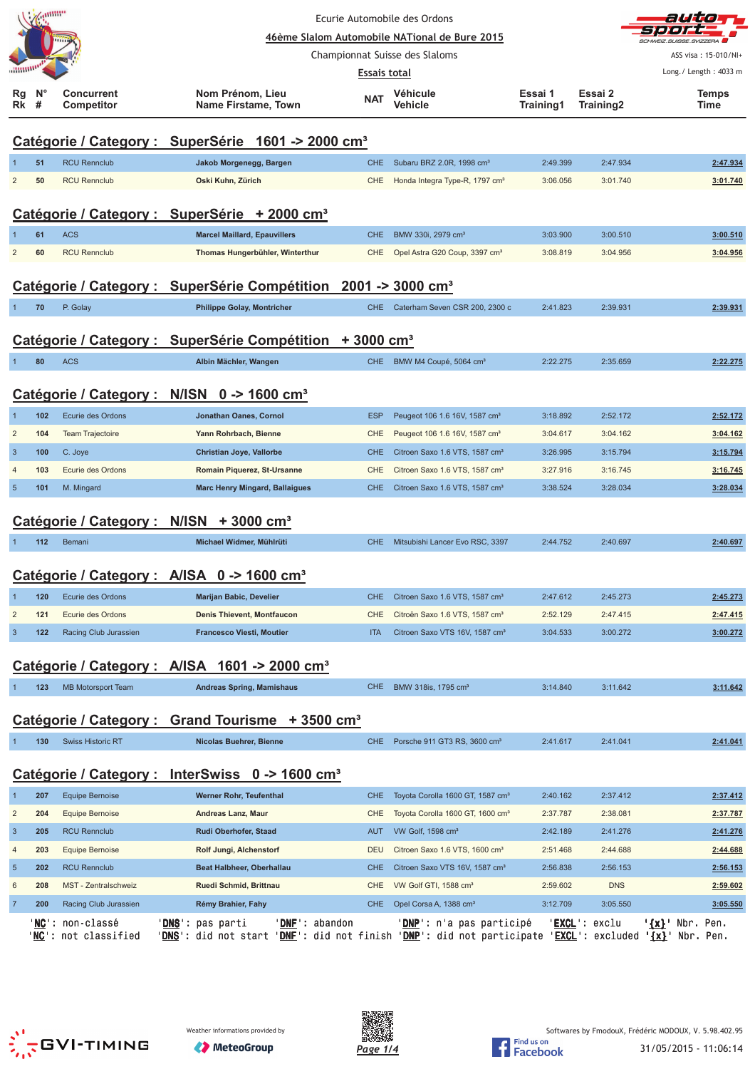Ecurie Automobile des Ordons

46ème Slalom Automobile NATional de Bure 2015

Championnat Suisse des Slaloms

Essais total

ASS visa : 15-010/NI+

Long./ Length : 4033 m

## Catégorie / Category : SuperSérie 1601 -> 2000 cm³

| Rg Rk | N° # | Concurrent Competitor | Nom Prénom, Lieu Name Firstame, Town | NAT | Véhicule Vehicle | Essai 1 Training1 | Essai 2 Training2 | Temps Time |
|---|---|---|---|---|---|---|---|---|
| 1 | 51 | RCU Rennclub | Jakob Morgenegg, Bargen | CHE | Subaru BRZ 2.0R, 1998 cm³ | 2:49.399 | 2:47.934 | 2:47.934 |
| 2 | 50 | RCU Rennclub | Oski Kuhn, Zürich | CHE | Honda Integra Type-R, 1797 cm³ | 3:06.056 | 3:01.740 | 3:01.740 |

## Catégorie / Category : SuperSérie + 2000 cm³

| Rg Rk | N° # | Concurrent Competitor | Nom Prénom, Lieu Name Firstame, Town | NAT | Véhicule Vehicle | Essai 1 Training1 | Essai 2 Training2 | Temps Time |
|---|---|---|---|---|---|---|---|---|
| 1 | 61 | ACS | Marcel Maillard, Epauvillers | CHE | BMW 330i, 2979 cm³ | 3:03.900 | 3:00.510 | 3:00.510 |
| 2 | 60 | RCU Rennclub | Thomas Hungerbühler, Winterthur | CHE | Opel Astra G20 Coup, 3397 cm³ | 3:08.819 | 3:04.956 | 3:04.956 |

## Catégorie / Category : SuperSérie Compétition 2001 -> 3000 cm³

| Rg Rk | N° # | Concurrent Competitor | Nom Prénom, Lieu Name Firstame, Town | NAT | Véhicule Vehicle | Essai 1 Training1 | Essai 2 Training2 | Temps Time |
|---|---|---|---|---|---|---|---|---|
| 1 | 70 | P. Golay | Philippe Golay, Montricher | CHE | Caterham Seven CSR 200, 2300 c | 2:41.823 | 2:39.931 | 2:39.931 |

## Catégorie / Category : SuperSérie Compétition + 3000 cm³

| Rg Rk | N° # | Concurrent Competitor | Nom Prénom, Lieu Name Firstame, Town | NAT | Véhicule Vehicle | Essai 1 Training1 | Essai 2 Training2 | Temps Time |
|---|---|---|---|---|---|---|---|---|
| 1 | 80 | ACS | Albin Mächler, Wangen | CHE | BMW M4 Coupé, 5064 cm³ | 2:22.275 | 2:35.659 | 2:22.275 |

## Catégorie / Category : N/ISN 0 -> 1600 cm³

| Rg Rk | N° # | Concurrent Competitor | Nom Prénom, Lieu Name Firstame, Town | NAT | Véhicule Vehicle | Essai 1 Training1 | Essai 2 Training2 | Temps Time |
|---|---|---|---|---|---|---|---|---|
| 1 | 102 | Ecurie des Ordons | Jonathan Oanes, Cornol | ESP | Peugeot 106 1.6 16V, 1587 cm³ | 3:18.892 | 2:52.172 | 2:52.172 |
| 2 | 104 | Team Trajectoire | Yann Rohrbach, Bienne | CHE | Peugeot 106 1.6 16V, 1587 cm³ | 3:04.617 | 3:04.162 | 3:04.162 |
| 3 | 100 | C. Joye | Christian Joye, Vallorbe | CHE | Citroen Saxo 1.6 VTS, 1587 cm³ | 3:26.995 | 3:15.794 | 3:15.794 |
| 4 | 103 | Ecurie des Ordons | Romain Piquerez, St-Ursanne | CHE | Citroen Saxo 1.6 VTS, 1587 cm³ | 3:27.916 | 3:16.745 | 3:16.745 |
| 5 | 101 | M. Mingard | Marc Henry Mingard, Ballaigues | CHE | Citroen Saxo 1.6 VTS, 1587 cm³ | 3:38.524 | 3:28.034 | 3:28.034 |

## Catégorie / Category : N/ISN + 3000 cm³

| Rg Rk | N° # | Concurrent Competitor | Nom Prénom, Lieu Name Firstame, Town | NAT | Véhicule Vehicle | Essai 1 Training1 | Essai 2 Training2 | Temps Time |
|---|---|---|---|---|---|---|---|---|
| 1 | 112 | Bemani | Michael Widmer, Mühlrüti | CHE | Mitsubishi Lancer Evo RSC, 3397 | 2:44.752 | 2:40.697 | 2:40.697 |

## Catégorie / Category : A/ISA 0 -> 1600 cm³

| Rg Rk | N° # | Concurrent Competitor | Nom Prénom, Lieu Name Firstame, Town | NAT | Véhicule Vehicle | Essai 1 Training1 | Essai 2 Training2 | Temps Time |
|---|---|---|---|---|---|---|---|---|
| 1 | 120 | Ecurie des Ordons | Marijan Babic, Develier | CHE | Citroen Saxo 1.6 VTS, 1587 cm³ | 2:47.612 | 2:45.273 | 2:45.273 |
| 2 | 121 | Ecurie des Ordons | Denis Thievent, Montfaucon | CHE | Citroën Saxo 1.6 VTS, 1587 cm³ | 2:52.129 | 2:47.415 | 2:47.415 |
| 3 | 122 | Racing Club Jurassien | Francesco Viesti, Moutier | ITA | Citroen Saxo VTS 16V, 1587 cm³ | 3:04.533 | 3:00.272 | 3:00.272 |

## Catégorie / Category : A/ISA 1601 -> 2000 cm³

| Rg Rk | N° # | Concurrent Competitor | Nom Prénom, Lieu Name Firstame, Town | NAT | Véhicule Vehicle | Essai 1 Training1 | Essai 2 Training2 | Temps Time |
|---|---|---|---|---|---|---|---|---|
| 1 | 123 | MB Motorsport Team | Andreas Spring, Mamishaus | CHE | BMW 318is, 1795 cm³ | 3:14.840 | 3:11.642 | 3:11.642 |

## Catégorie / Category : Grand Tourisme + 3500 cm³

| Rg Rk | N° # | Concurrent Competitor | Nom Prénom, Lieu Name Firstame, Town | NAT | Véhicule Vehicle | Essai 1 Training1 | Essai 2 Training2 | Temps Time |
|---|---|---|---|---|---|---|---|---|
| 1 | 130 | Swiss Historic RT | Nicolas Buehrer, Bienne | CHE | Porsche 911 GT3 RS, 3600 cm³ | 2:41.617 | 2:41.041 | 2:41.041 |

## Catégorie / Category : InterSwiss 0 -> 1600 cm³

| Rg Rk | N° # | Concurrent Competitor | Nom Prénom, Lieu Name Firstame, Town | NAT | Véhicule Vehicle | Essai 1 Training1 | Essai 2 Training2 | Temps Time |
|---|---|---|---|---|---|---|---|---|
| 1 | 207 | Equipe Bernoise | Werner Rohr, Teufenthal | CHE | Toyota Corolla 1600 GT, 1587 cm³ | 2:40.162 | 2:37.412 | 2:37.412 |
| 2 | 204 | Equipe Bernoise | Andreas Lanz, Maur | CHE | Toyota Corolla 1600 GT, 1600 cm³ | 2:37.787 | 2:38.081 | 2:37.787 |
| 3 | 205 | RCU Rennclub | Rudi Oberhofer, Staad | AUT | VW Golf, 1598 cm³ | 2:42.189 | 2:41.276 | 2:41.276 |
| 4 | 203 | Equipe Bernoise | Rolf Jungi, Alchenstorf | DEU | Citroen Saxo 1.6 VTS, 1600 cm³ | 2:51.468 | 2:44.688 | 2:44.688 |
| 5 | 202 | RCU Rennclub | Beat Halbheer, Oberhallau | CHE | Citroen Saxo VTS 16V, 1587 cm³ | 2:56.838 | 2:56.153 | 2:56.153 |
| 6 | 208 | MST - Zentralschweiz | Ruedi Schmid, Brittnau | CHE | VW Golf GTI, 1588 cm³ | 2:59.602 | DNS | 2:59.602 |
| 7 | 200 | Racing Club Jurassien | Rémy Brahier, Fahy | CHE | Opel Corsa A, 1388 cm³ | 3:12.709 | 3:05.550 | 3:05.550 |

'NC': non-classé 'DNS': pas parti 'DNF': abandon 'DNP': n'a pas participé 'EXCL': exclu '{x}' Nbr. Pen.
'NC': not classified 'DNS': did not start 'DNF': did not finish 'DNP': did not participate 'EXCL': excluded '{x}' Nbr. Pen.

GVI-TIMING — Weather informations provided by MeteoGroup — Find us on Facebook

Softwares by FmodouX, Frédéric MODOUX, V. 5.98.402.95

31/05/2015 - 11:06:14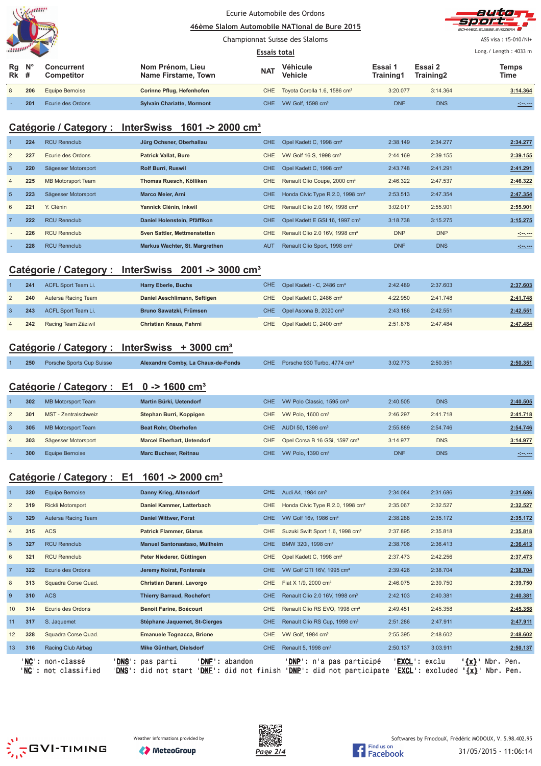Ecurie Automobile des Ordons

46ème Slalom Automobile NATional de Bure 2015

Championnat Suisse des Slaloms

Essais total

ASS visa : 15-010/NI+

Long./ Length : 4033 m

| Rg Rk | N° # | Concurrent Competitor | Nom Prénom, Lieu Name Firstame, Town | NAT | Véhicule Vehicle | Essai 1 Training1 | Essai 2 Training2 | Temps Time |
|---|---|---|---|---|---|---|---|---|
| 8 | 206 | Equipe Bernoise | Corinne Pflug, Hefenhofen | CHE | Toyota Corolla 1.6, 1586 cm³ | 3:20.077 | 3:14.364 | 3:14.364 |
| - | 201 | Ecurie des Ordons | Sylvain Chariatte, Mormont | CHE | VW Golf, 1598 cm³ | DNF | DNS | -:--.--- |

## Catégorie / Category : InterSwiss 1601 -> 2000 cm³

| Rg Rk | N° # | Concurrent Competitor | Nom Prénom, Lieu Name Firstame, Town | NAT | Véhicule Vehicle | Essai 1 Training1 | Essai 2 Training2 | Temps Time |
|---|---|---|---|---|---|---|---|---|
| 1 | 224 | RCU Rennclub | Jürg Ochsner, Oberhallau | CHE | Opel Kadett C, 1998 cm³ | 2:38.149 | 2:34.277 | 2:34.277 |
| 2 | 227 | Ecurie des Ordons | Patrick Vallat, Bure | CHE | VW Golf 16 S, 1998 cm³ | 2:44.169 | 2:39.155 | 2:39.155 |
| 3 | 220 | Sägesser Motorsport | Rolf Burri, Ruswil | CHE | Opel Kadett C, 1998 cm³ | 2:43.748 | 2:41.291 | 2:41.291 |
| 4 | 225 | MB Motorsport Team | Thomas Ruesch, Kölliken | CHE | Renault Clio Coupe, 2000 cm³ | 2:46.322 | 2:47.537 | 2:46.322 |
| 5 | 223 | Sägesser Motorsport | Marco Meier, Arni | CHE | Honda Civic Type R 2.0, 1998 cm³ | 2:53.513 | 2:47.354 | 2:47.354 |
| 6 | 221 | Y. Clénin | Yannick Clénin, Inkwil | CHE | Renault Clio 2.0 16V, 1998 cm³ | 3:02.017 | 2:55.901 | 2:55.901 |
| 7 | 222 | RCU Rennclub | Daniel Holenstein, Pfäffikon | CHE | Opel Kadett E GSI 16, 1997 cm³ | 3:18.738 | 3:15.275 | 3:15.275 |
| - | 226 | RCU Rennclub | Sven Sattler, Mettmenstetten | CHE | Renault Clio 2.0 16V, 1998 cm³ | DNP | DNP | -:--.--- |
| - | 228 | RCU Rennclub | Markus Wachter, St. Margrethen | AUT | Renault Clio Sport, 1998 cm³ | DNF | DNS | -:--.--- |

## Catégorie / Category : InterSwiss 2001 -> 3000 cm³

| Rg Rk | N° # | Concurrent Competitor | Nom Prénom, Lieu Name Firstame, Town | NAT | Véhicule Vehicle | Essai 1 Training1 | Essai 2 Training2 | Temps Time |
|---|---|---|---|---|---|---|---|---|
| 1 | 241 | ACFL Sport Team Li. | Harry Eberle, Buchs | CHE | Opel Kadett - C, 2486 cm³ | 2:42.489 | 2:37.603 | 2:37.603 |
| 2 | 240 | Autersa Racing Team | Daniel Aeschlimann, Seftigen | CHE | Opel Kadett C, 2486 cm³ | 4:22.950 | 2:41.748 | 2:41.748 |
| 3 | 243 | ACFL Sport Team Li. | Bruno Sawatzki, Frümsen | CHE | Opel Ascona B, 2020 cm³ | 2:43.186 | 2:42.551 | 2:42.551 |
| 4 | 242 | Racing Team Zäziwil | Christian Knaus, Fahrni | CHE | Opel Kadett C, 2400 cm³ | 2:51.878 | 2:47.484 | 2:47.484 |

## Catégorie / Category : InterSwiss + 3000 cm³

| Rg Rk | N° # | Concurrent Competitor | Nom Prénom, Lieu Name Firstame, Town | NAT | Véhicule Vehicle | Essai 1 Training1 | Essai 2 Training2 | Temps Time |
|---|---|---|---|---|---|---|---|---|
| 1 | 250 | Porsche Sports Cup Suisse | Alexandre Comby, La Chaux-de-Fonds | CHE | Porsche 930 Turbo, 4774 cm³ | 3:02.773 | 2:50.351 | 2:50.351 |

## Catégorie / Category : E1 0 -> 1600 cm³

| Rg Rk | N° # | Concurrent Competitor | Nom Prénom, Lieu Name Firstame, Town | NAT | Véhicule Vehicle | Essai 1 Training1 | Essai 2 Training2 | Temps Time |
|---|---|---|---|---|---|---|---|---|
| 1 | 302 | MB Motorsport Team | Martin Bürki, Uetendorf | CHE | VW Polo Classic, 1595 cm³ | 2:40.505 | DNS | 2:40.505 |
| 2 | 301 | MST - Zentralschweiz | Stephan Burri, Koppigen | CHE | VW Polo, 1600 cm³ | 2:46.297 | 2:41.718 | 2:41.718 |
| 3 | 305 | MB Motorsport Team | Beat Rohr, Oberhofen | CHE | AUDI 50, 1398 cm³ | 2:55.889 | 2:54.746 | 2:54.746 |
| 4 | 303 | Sägesser Motorsport | Marcel Eberhart, Uetendorf | CHE | Opel Corsa B 16 GSi, 1597 cm³ | 3:14.977 | DNS | 3:14.977 |
| - | 300 | Equipe Bernoise | Marc Buchser, Reitnau | CHE | VW Polo, 1390 cm³ | DNF | DNS | -:--.--- |

## Catégorie / Category : E1 1601 -> 2000 cm³

| Rg Rk | N° # | Concurrent Competitor | Nom Prénom, Lieu Name Firstame, Town | NAT | Véhicule Vehicle | Essai 1 Training1 | Essai 2 Training2 | Temps Time |
|---|---|---|---|---|---|---|---|---|
| 1 | 320 | Equipe Bernoise | Danny Krieg, Altendorf | CHE | Audi A4, 1984 cm³ | 2:34.084 | 2:31.686 | 2:31.686 |
| 2 | 319 | Rickli Motorsport | Daniel Kammer, Latterbach | CHE | Honda Civic Type R 2.0, 1998 cm³ | 2:35.067 | 2:32.527 | 2:32.527 |
| 3 | 329 | Autersa Racing Team | Daniel Wittwer, Forst | CHE | VW Golf 16v, 1986 cm³ | 2:38.288 | 2:35.172 | 2:35.172 |
| 4 | 315 | ACS | Patrick Flammer, Glarus | CHE | Suzuki Swift Sport 1.6, 1998 cm³ | 2:37.895 | 2:35.818 | 2:35.818 |
| 5 | 327 | RCU Rennclub | Manuel Santonastaso, Müllheim | CHE | BMW 320i, 1998 cm³ | 2:38.706 | 2:36.413 | 2:36.413 |
| 6 | 321 | RCU Rennclub | Peter Niederer, Güttingen | CHE | Opel Kadett C, 1998 cm³ | 2:37.473 | 2:42.256 | 2:37.473 |
| 7 | 322 | Ecurie des Ordons | Jeremy Noirat, Fontenais | CHE | VW Golf GTI 16V, 1995 cm³ | 2:39.426 | 2:38.704 | 2:38.704 |
| 8 | 313 | Squadra Corse Quad. | Christian Darani, Lavorgo | CHE | Fiat X 1/9, 2000 cm³ | 2:46.075 | 2:39.750 | 2:39.750 |
| 9 | 310 | ACS | Thierry Barraud, Rochefort | CHE | Renault Clio 2.0 16V, 1998 cm³ | 2:42.103 | 2:40.381 | 2:40.381 |
| 10 | 314 | Ecurie des Ordons | Benoit Farine, Boécourt | CHE | Renault Clio RS EVO, 1998 cm³ | 2:49.451 | 2:45.358 | 2:45.358 |
| 11 | 317 | S. Jaquemet | Stéphane Jaquemet, St-Cierges | CHE | Renault Clio RS Cup, 1998 cm³ | 2:51.286 | 2:47.911 | 2:47.911 |
| 12 | 328 | Squadra Corse Quad. | Emanuele Tognacca, Brione | CHE | VW Golf, 1984 cm³ | 2:55.395 | 2:48.602 | 2:48.602 |
| 13 | 316 | Racing Club Airbag | Mike Günthart, Dielsdorf | CHE | Renault 5, 1998 cm³ | 2:50.137 | 3:03.911 | 2:50.137 |

'NC': non-classé 'DNS': pas parti 'DNF': abandon 'DNP': n'a pas participé 'EXCL': exclu '{x}' Nbr. Pen.
'NC': not classified 'DNS': did not start 'DNF': did not finish 'DNP': did not participate 'EXCL': excluded '{x}' Nbr. Pen.

Weather informations provided by MeteoGroup

Softwares by FmodouX, Frédéric MODOUX, V. 5.98.402.95

31/05/2015 - 11:06:14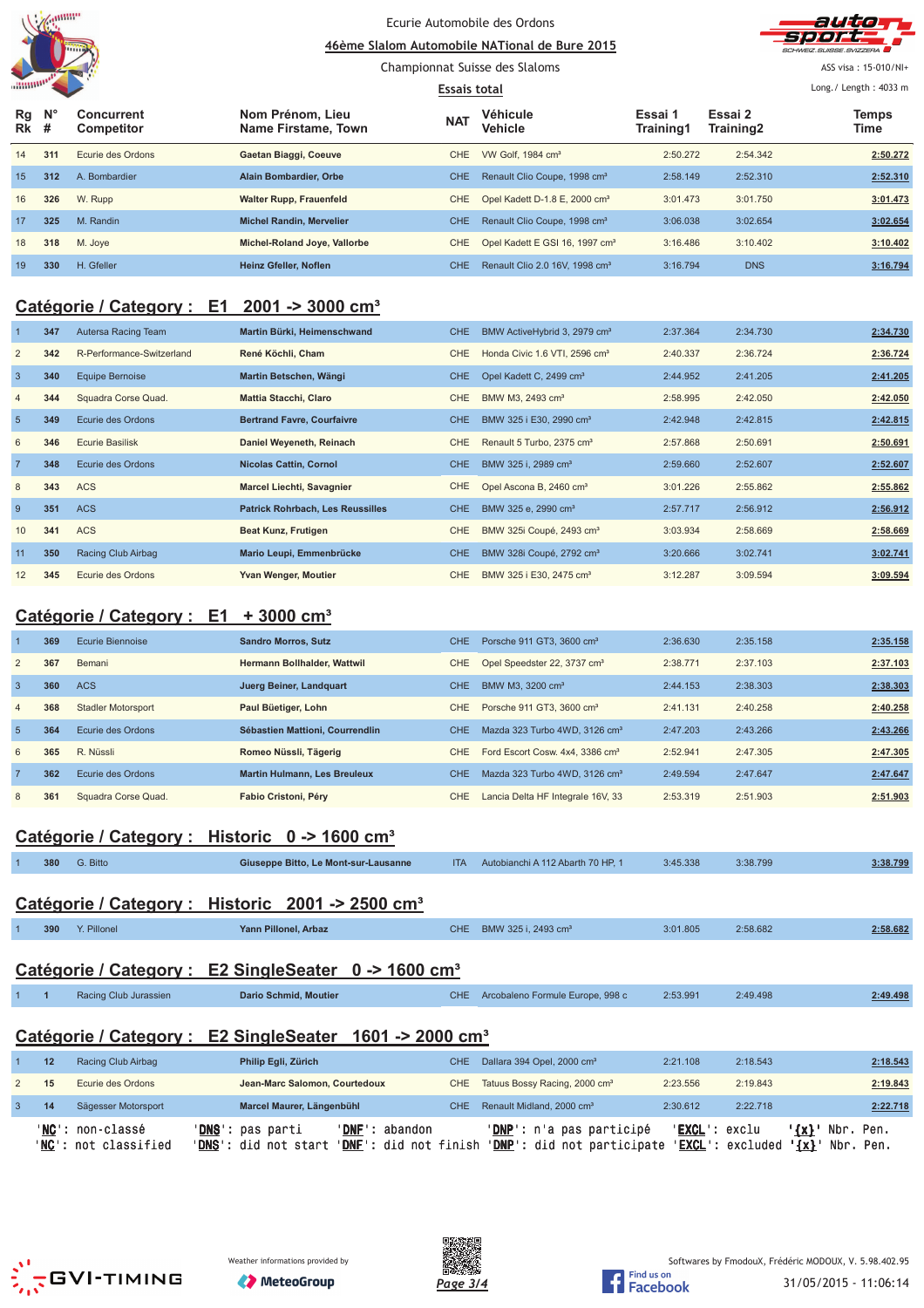Ecurie Automobile des Ordons

46ème Slalom Automobile NATional de Bure 2015

Championnat Suisse des Slaloms

Essais total

ASS visa : 15-010/NI+

Long./ Length : 4033 m

| Rg Rk | N° # | Concurrent Competitor | Nom Prénom, Lieu Name Firstame, Town | NAT | Véhicule Vehicle | Essai 1 Training1 | Essai 2 Training2 | Temps Time |
|---|---|---|---|---|---|---|---|---|
| 14 | 311 | Ecurie des Ordons | Gaetan Biaggi, Coeuve | CHE | VW Golf, 1984 cm³ | 2:50.272 | 2:54.342 | 2:50.272 |
| 15 | 312 | A. Bombardier | Alain Bombardier, Orbe | CHE | Renault Clio Coupe, 1998 cm³ | 2:58.149 | 2:52.310 | 2:52.310 |
| 16 | 326 | W. Rupp | Walter Rupp, Frauenfeld | CHE | Opel Kadett D-1.8 E, 2000 cm³ | 3:01.473 | 3:01.750 | 3:01.473 |
| 17 | 325 | M. Randin | Michel Randin, Mervelier | CHE | Renault Clio Coupe, 1998 cm³ | 3:06.038 | 3:02.654 | 3:02.654 |
| 18 | 318 | M. Joye | Michel-Roland Joye, Vallorbe | CHE | Opel Kadett E GSI 16, 1997 cm³ | 3:16.486 | 3:10.402 | 3:10.402 |
| 19 | 330 | H. Gfeller | Heinz Gfeller, Noflen | CHE | Renault Clio 2.0 16V, 1998 cm³ | 3:16.794 | DNS | 3:16.794 |

## Catégorie / Category : E1 2001 -> 3000 cm³

| Rg Rk | N° # | Concurrent Competitor | Nom Prénom, Lieu Name Firstame, Town | NAT | Véhicule Vehicle | Essai 1 Training1 | Essai 2 Training2 | Temps Time |
|---|---|---|---|---|---|---|---|---|
| 1 | 347 | Autersa Racing Team | Martin Bürki, Heimenschwand | CHE | BMW ActiveHybrid 3, 2979 cm³ | 2:37.364 | 2:34.730 | 2:34.730 |
| 2 | 342 | R-Performance-Switzerland | René Köchli, Cham | CHE | Honda Civic 1.6 VTI, 2596 cm³ | 2:40.337 | 2:36.724 | 2:36.724 |
| 3 | 340 | Equipe Bernoise | Martin Betschen, Wängi | CHE | Opel Kadett C, 2499 cm³ | 2:44.952 | 2:41.205 | 2:41.205 |
| 4 | 344 | Squadra Corse Quad. | Mattia Stacchi, Claro | CHE | BMW M3, 2493 cm³ | 2:58.995 | 2:42.050 | 2:42.050 |
| 5 | 349 | Ecurie des Ordons | Bertrand Favre, Courfaivre | CHE | BMW 325 i E30, 2990 cm³ | 2:42.948 | 2:42.815 | 2:42.815 |
| 6 | 346 | Ecurie Basilisk | Daniel Weyeneth, Reinach | CHE | Renault 5 Turbo, 2375 cm³ | 2:57.868 | 2:50.691 | 2:50.691 |
| 7 | 348 | Ecurie des Ordons | Nicolas Cattin, Cornol | CHE | BMW 325 i, 2989 cm³ | 2:59.660 | 2:52.607 | 2:52.607 |
| 8 | 343 | ACS | Marcel Liechti, Savagnier | CHE | Opel Ascona B, 2460 cm³ | 3:01.226 | 2:55.862 | 2:55.862 |
| 9 | 351 | ACS | Patrick Rohrbach, Les Reussilles | CHE | BMW 325 e, 2990 cm³ | 2:57.717 | 2:56.912 | 2:56.912 |
| 10 | 341 | ACS | Beat Kunz, Frutigen | CHE | BMW 325i Coupé, 2493 cm³ | 3:03.934 | 2:58.669 | 2:58.669 |
| 11 | 350 | Racing Club Airbag | Mario Leupi, Emmenbrücke | CHE | BMW 328i Coupé, 2792 cm³ | 3:20.666 | 3:02.741 | 3:02.741 |
| 12 | 345 | Ecurie des Ordons | Yvan Wenger, Moutier | CHE | BMW 325 i E30, 2475 cm³ | 3:12.287 | 3:09.594 | 3:09.594 |

## Catégorie / Category : E1 + 3000 cm³

| Rg Rk | N° # | Concurrent Competitor | Nom Prénom, Lieu Name Firstame, Town | NAT | Véhicule Vehicle | Essai 1 Training1 | Essai 2 Training2 | Temps Time |
|---|---|---|---|---|---|---|---|---|
| 1 | 369 | Ecurie Biennoise | Sandro Morros, Sutz | CHE | Porsche 911 GT3, 3600 cm³ | 2:36.630 | 2:35.158 | 2:35.158 |
| 2 | 367 | Bemani | Hermann Bollhalder, Wattwil | CHE | Opel Speedster 22, 3737 cm³ | 2:38.771 | 2:37.103 | 2:37.103 |
| 3 | 360 | ACS | Juerg Beiner, Landquart | CHE | BMW M3, 3200 cm³ | 2:44.153 | 2:38.303 | 2:38.303 |
| 4 | 368 | Stadler Motorsport | Paul Büetiger, Lohn | CHE | Porsche 911 GT3, 3600 cm³ | 2:41.131 | 2:40.258 | 2:40.258 |
| 5 | 364 | Ecurie des Ordons | Sébastien Mattioni, Courrendlin | CHE | Mazda 323 Turbo 4WD, 3126 cm³ | 2:47.203 | 2:43.266 | 2:43.266 |
| 6 | 365 | R. Nüssli | Romeo Nüssli, Tägerig | CHE | Ford Escort Cosw. 4x4, 3386 cm³ | 2:52.941 | 2:47.305 | 2:47.305 |
| 7 | 362 | Ecurie des Ordons | Martin Hulmann, Les Breuleux | CHE | Mazda 323 Turbo 4WD, 3126 cm³ | 2:49.594 | 2:47.647 | 2:47.647 |
| 8 | 361 | Squadra Corse Quad. | Fabio Cristoni, Péry | CHE | Lancia Delta HF Integrale 16V, 33 | 2:53.319 | 2:51.903 | 2:51.903 |

## Catégorie / Category : Historic 0 -> 1600 cm³

| Rg Rk | N° # | Concurrent Competitor | Nom Prénom, Lieu Name Firstame, Town | NAT | Véhicule Vehicle | Essai 1 Training1 | Essai 2 Training2 | Temps Time |
|---|---|---|---|---|---|---|---|---|
| 1 | 380 | G. Bitto | Giuseppe Bitto, Le Mont-sur-Lausanne | ITA | Autobianchi A 112 Abarth 70 HP, 1 | 3:45.338 | 3:38.799 | 3:38.799 |

## Catégorie / Category : Historic 2001 -> 2500 cm³

| Rg Rk | N° # | Concurrent Competitor | Nom Prénom, Lieu Name Firstame, Town | NAT | Véhicule Vehicle | Essai 1 Training1 | Essai 2 Training2 | Temps Time |
|---|---|---|---|---|---|---|---|---|
| 1 | 390 | Y. Pillonel | Yann Pillonel, Arbaz | CHE | BMW 325 i, 2493 cm³ | 3:01.805 | 2:58.682 | 2:58.682 |

## Catégorie / Category : E2 SingleSeater 0 -> 1600 cm³

| Rg Rk | N° # | Concurrent Competitor | Nom Prénom, Lieu Name Firstame, Town | NAT | Véhicule Vehicle | Essai 1 Training1 | Essai 2 Training2 | Temps Time |
|---|---|---|---|---|---|---|---|---|
| 1 | 1 | Racing Club Jurassien | Dario Schmid, Moutier | CHE | Arcobaleno Formule Europe, 998 c | 2:53.991 | 2:49.498 | 2:49.498 |

## Catégorie / Category : E2 SingleSeater 1601 -> 2000 cm³

| Rg Rk | N° # | Concurrent Competitor | Nom Prénom, Lieu Name Firstame, Town | NAT | Véhicule Vehicle | Essai 1 Training1 | Essai 2 Training2 | Temps Time |
|---|---|---|---|---|---|---|---|---|
| 1 | 12 | Racing Club Airbag | Philip Egli, Zürich | CHE | Dallara 394 Opel, 2000 cm³ | 2:21.108 | 2:18.543 | 2:18.543 |
| 2 | 15 | Ecurie des Ordons | Jean-Marc Salomon, Courtedoux | CHE | Tatuus Bossy Racing, 2000 cm³ | 2:23.556 | 2:19.843 | 2:19.843 |
| 3 | 14 | Sägesser Motorsport | Marcel Maurer, Längenbühl | CHE | Renault Midland, 2000 cm³ | 2:30.612 | 2:22.718 | 2:22.718 |

'NC': non-classé 'DNS': pas parti 'DNF': abandon 'DNP': n'a pas participé 'EXCL': exclu '{x}' Nbr. Pen.
'NC': not classified 'DNS': did not start 'DNF': did not finish 'DNP': did not participate 'EXCL': excluded '{x}' Nbr. Pen.

Weather informations provided by MeteoGroup

Softwares by FmodouX, Frédéric MODOUX, V. 5.98.402.95

31/05/2015 - 11:06:14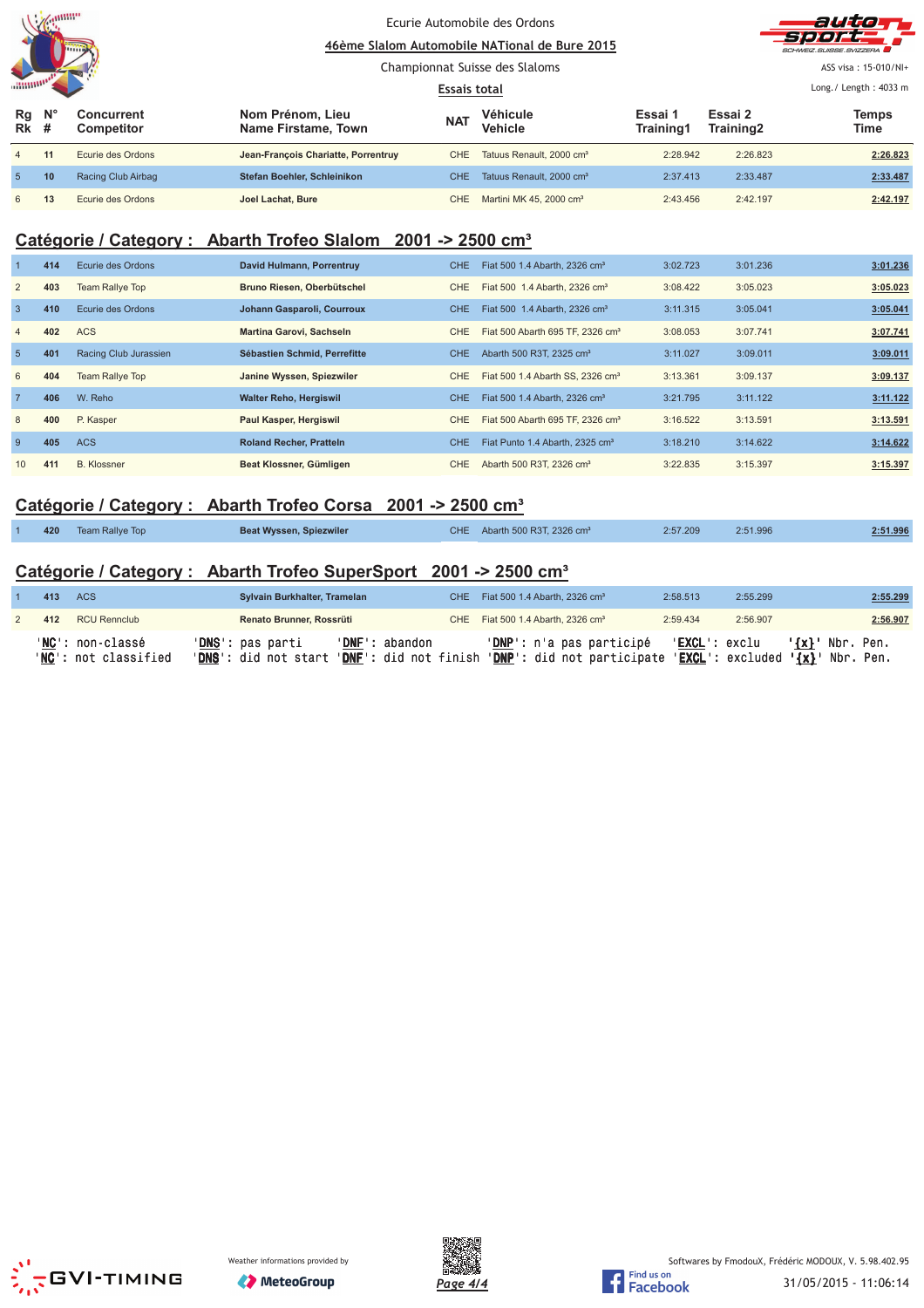Ecurie Automobile des Ordons

46ème Slalom Automobile NATional de Bure 2015

Championnat Suisse des Slaloms

Essais total

ASS visa : 15-010/NI+

Long./ Length : 4033 m

| Rg Rk | N° # | Concurrent Competitor | Nom Prénom, Lieu Name Firstame, Town | NAT | Véhicule Vehicle | Essai 1 Training1 | Essai 2 Training2 | Temps Time |
|---|---|---|---|---|---|---|---|---|
| 4 | 11 | Ecurie des Ordons | Jean-François Chariatte, Porrentruy | CHE | Tatuus Renault, 2000 cm³ | 2:28.942 | 2:26.823 | 2:26.823 |
| 5 | 10 | Racing Club Airbag | Stefan Boehler, Schleinikon | CHE | Tatuus Renault, 2000 cm³ | 2:37.413 | 2:33.487 | 2:33.487 |
| 6 | 13 | Ecurie des Ordons | Joel Lachat, Bure | CHE | Martini MK 45, 2000 cm³ | 2:43.456 | 2:42.197 | 2:42.197 |

## Catégorie / Category : Abarth Trofeo Slalom 2001 -> 2500 cm³

| Rg Rk | N° # | Concurrent Competitor | Nom Prénom, Lieu Name Firstame, Town | NAT | Véhicule Vehicle | Essai 1 Training1 | Essai 2 Training2 | Temps Time |
|---|---|---|---|---|---|---|---|---|
| 1 | 414 | Ecurie des Ordons | David Hulmann, Porrentruy | CHE | Fiat 500 1.4 Abarth, 2326 cm³ | 3:02.723 | 3:01.236 | 3:01.236 |
| 2 | 403 | Team Rallye Top | Bruno Riesen, Oberbütschel | CHE | Fiat 500 1.4 Abarth, 2326 cm³ | 3:08.422 | 3:05.023 | 3:05.023 |
| 3 | 410 | Ecurie des Ordons | Johann Gasparoli, Courroux | CHE | Fiat 500 1.4 Abarth, 2326 cm³ | 3:11.315 | 3:05.041 | 3:05.041 |
| 4 | 402 | ACS | Martina Garovi, Sachseln | CHE | Fiat 500 Abarth 695 TF, 2326 cm³ | 3:08.053 | 3:07.741 | 3:07.741 |
| 5 | 401 | Racing Club Jurassien | Sébastien Schmid, Perrefitte | CHE | Abarth 500 R3T, 2325 cm³ | 3:11.027 | 3:09.011 | 3:09.011 |
| 6 | 404 | Team Rallye Top | Janine Wyssen, Spiezwiler | CHE | Fiat 500 1.4 Abarth SS, 2326 cm³ | 3:13.361 | 3:09.137 | 3:09.137 |
| 7 | 406 | W. Reho | Walter Reho, Hergiswil | CHE | Fiat 500 1.4 Abarth, 2326 cm³ | 3:21.795 | 3:11.122 | 3:11.122 |
| 8 | 400 | P. Kasper | Paul Kasper, Hergiswil | CHE | Fiat 500 Abarth 695 TF, 2326 cm³ | 3:16.522 | 3:13.591 | 3:13.591 |
| 9 | 405 | ACS | Roland Recher, Pratteln | CHE | Fiat Punto 1.4 Abarth, 2325 cm³ | 3:18.210 | 3:14.622 | 3:14.622 |
| 10 | 411 | B. Klossner | Beat Klossner, Gümligen | CHE | Abarth 500 R3T, 2326 cm³ | 3:22.835 | 3:15.397 | 3:15.397 |

## Catégorie / Category : Abarth Trofeo Corsa 2001 -> 2500 cm³

| Rg Rk | N° # | Concurrent Competitor | Nom Prénom, Lieu Name Firstame, Town | NAT | Véhicule Vehicle | Essai 1 Training1 | Essai 2 Training2 | Temps Time |
|---|---|---|---|---|---|---|---|---|
| 1 | 420 | Team Rallye Top | Beat Wyssen, Spiezwiler | CHE | Abarth 500 R3T, 2326 cm³ | 2:57.209 | 2:51.996 | 2:51.996 |

## Catégorie / Category : Abarth Trofeo SuperSport 2001 -> 2500 cm³

| Rg Rk | N° # | Concurrent Competitor | Nom Prénom, Lieu Name Firstame, Town | NAT | Véhicule Vehicle | Essai 1 Training1 | Essai 2 Training2 | Temps Time |
|---|---|---|---|---|---|---|---|---|
| 1 | 413 | ACS | Sylvain Burkhalter, Tramelan | CHE | Fiat 500 1.4 Abarth, 2326 cm³ | 2:58.513 | 2:55.299 | 2:55.299 |
| 2 | 412 | RCU Rennclub | Renato Brunner, Rossrüti | CHE | Fiat 500 1.4 Abarth, 2326 cm³ | 2:59.434 | 2:56.907 | 2:56.907 |

'NC': non-classé 'DNS': pas parti 'DNF': abandon 'DNP': n'a pas participé 'EXCL': exclu '{x}' Nbr. Pen.
'NC': not classified 'DNS': did not start 'DNF': did not finish 'DNP': did not participate 'EXCL': excluded '{x}' Nbr. Pen.

GVI-TIMING

Weather informations provided by MeteoGroup

Softwares by FmodouX, Frédéric MODOUX, V. 5.98.402.95

Find us on Facebook

31/05/2015 - 11:06:14